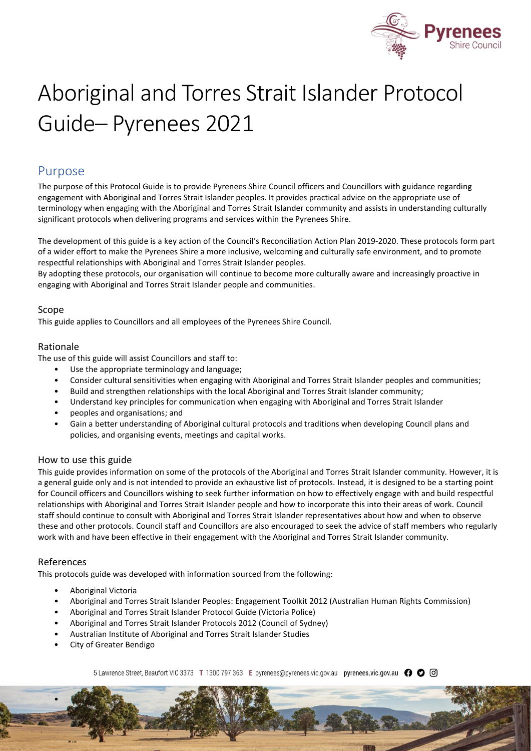# Aboriginal and Torres Strait Islander Protocol Guide– Pyrenees 2021

## Purpose

The purpose of this Protocol Guide is to provide Pyrenees Shire Council officers and Councillors with guidance regarding engagement with Aboriginal and Torres Strait Islander peoples. It provides practical advice on the appropriate use of terminology when engaging with the Aboriginal and Torres Strait Islander community and assists in understanding culturally significant protocols when delivering programs and services within the Pyrenees Shire.

The development of this guide is a key action of the Council's Reconciliation Action Plan 2019-2020. These protocols form part of a wider effort to make the Pyrenees Shire a more inclusive, welcoming and culturally safe environment, and to promote respectful relationships with Aboriginal and Torres Strait Islander peoples.

By adopting these protocols, our organisation will continue to become more culturally aware and increasingly proactive in engaging with Aboriginal and Torres Strait Islander people and communities.

### Scope

This guide applies to Councillors and all employees of the Pyrenees Shire Council.

### Rationale

The use of this guide will assist Councillors and staff to:

- Use the appropriate terminology and language;
- Consider cultural sensitivities when engaging with Aboriginal and Torres Strait Islander peoples and communities;
- Build and strengthen relationships with the local Aboriginal and Torres Strait Islander community;
- Understand key principles for communication when engaging with Aboriginal and Torres Strait Islander
- peoples and organisations; and
- Gain a better understanding of Aboriginal cultural protocols and traditions when developing Council plans and policies, and organising events, meetings and capital works.

### How to use this guide

This guide provides information on some of the protocols of the Aboriginal and Torres Strait Islander community. However, it is a general guide only and is not intended to provide an exhaustive list of protocols. Instead, it is designed to be a starting point for Council officers and Councillors wishing to seek further information on how to effectively engage with and build respectful relationships with Aboriginal and Torres Strait Islander people and how to incorporate this into their areas of work. Council staff should continue to consult with Aboriginal and Torres Strait Islander representatives about how and when to observe these and other protocols. Council staff and Councillors are also encouraged to seek the advice of staff members who regularly work with and have been effective in their engagement with the Aboriginal and Torres Strait Islander community.

### References

This protocols guide was developed with information sourced from the following:

- Aboriginal Victoria
- Aboriginal and Torres Strait Islander Peoples: Engagement Toolkit 2012 (Australian Human Rights Commission)
- Aboriginal and Torres Strait Islander Protocol Guide (Victoria Police)
- Aboriginal and Torres Strait Islander Protocols 2012 (Council of Sydney)
- Australian Institute of Aboriginal and Torres Strait Islander Studies
- City of Greater Bendigo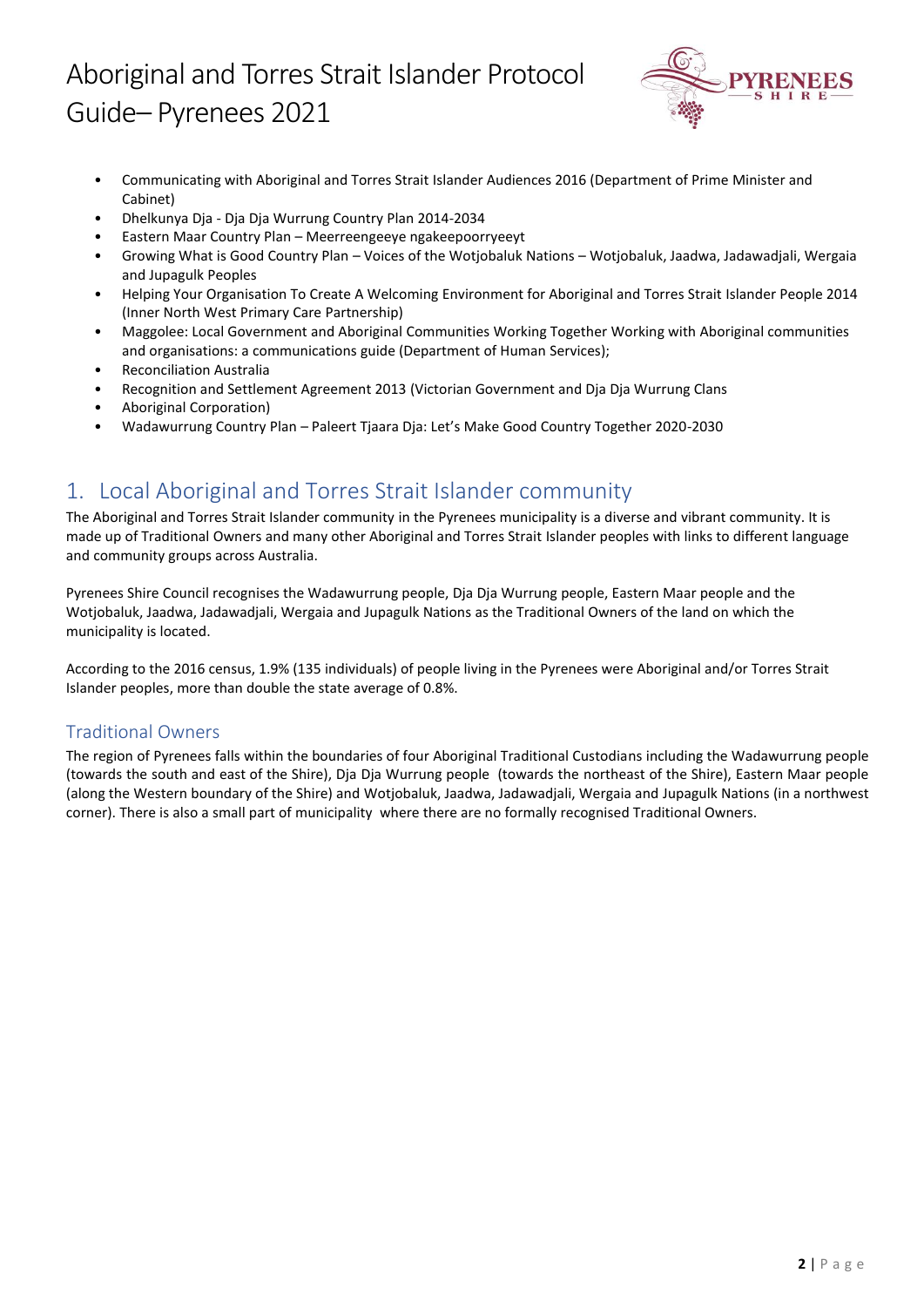- Communicating with Aboriginal and Torres Strait Islander Audiences 2016 (Department of Prime Minister and Cabinet)
- Dhelkunya Dja - Dja Dja Wurrung Country Plan 2014-2034
- Eastern Maar Country Plan – Meerreengeeye ngakeepoorryeeyt
- Growing What is Good Country Plan – Voices of the Wotjobaluk Nations – Wotjobaluk, Jaadwa, Jadawadjali, Wergaia and Jupagulk Peoples
- Helping Your Organisation To Create A Welcoming Environment for Aboriginal and Torres Strait Islander People 2014 (Inner North West Primary Care Partnership)
- Maggolee: Local Government and Aboriginal Communities Working Together Working with Aboriginal communities and organisations: a communications guide (Department of Human Services);
- Reconciliation Australia
- Recognition and Settlement Agreement 2013 (Victorian Government and Dja Dja Wurrung Clans
- Aboriginal Corporation)
- Wadawurrung Country Plan – Paleert Tjaara Dja: Let's Make Good Country Together 2020-2030

## 1. Local Aboriginal and Torres Strait Islander community

The Aboriginal and Torres Strait Islander community in the Pyrenees municipality is a diverse and vibrant community. It is made up of Traditional Owners and many other Aboriginal and Torres Strait Islander peoples with links to different language and community groups across Australia.

Pyrenees Shire Council recognises the Wadawurrung people, Dja Dja Wurrung people, Eastern Maar people and the Wotjobaluk, Jaadwa, Jadawadjali, Wergaia and Jupagulk Nations as the Traditional Owners of the land on which the municipality is located.

According to the 2016 census, 1.9% (135 individuals) of people living in the Pyrenees were Aboriginal and/or Torres Strait Islander peoples, more than double the state average of 0.8%.

### Traditional Owners

The region of Pyrenees falls within the boundaries of four Aboriginal Traditional Custodians including the Wadawurrung people (towards the south and east of the Shire), Dja Dja Wurrung people (towards the northeast of the Shire), Eastern Maar people (along the Western boundary of the Shire) and Wotjobaluk, Jaadwa, Jadawadjali, Wergaia and Jupagulk Nations (in a northwest corner). There is also a small part of municipality where there are no formally recognised Traditional Owners.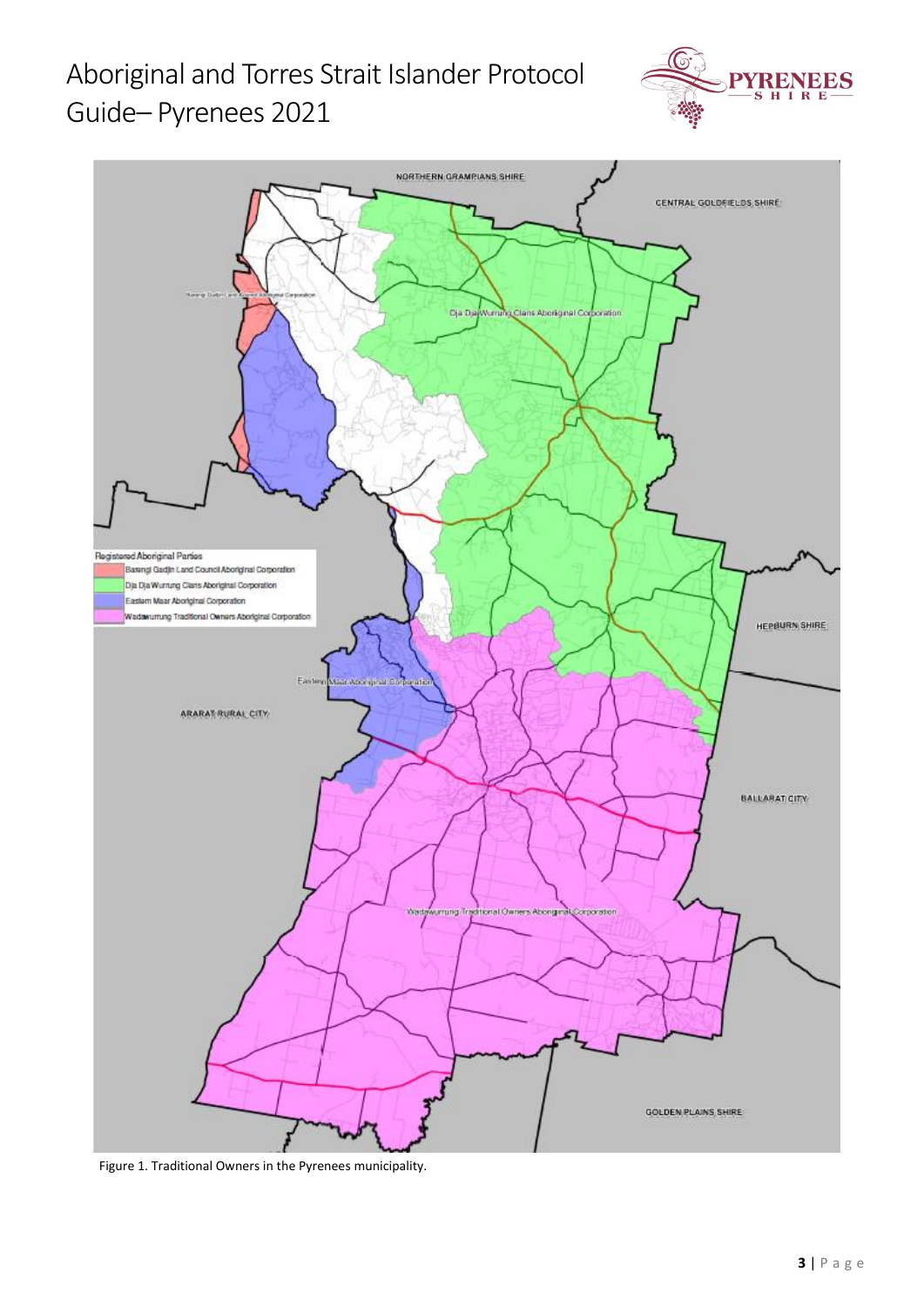Figure 1. Traditional Owners in the Pyrenees municipality.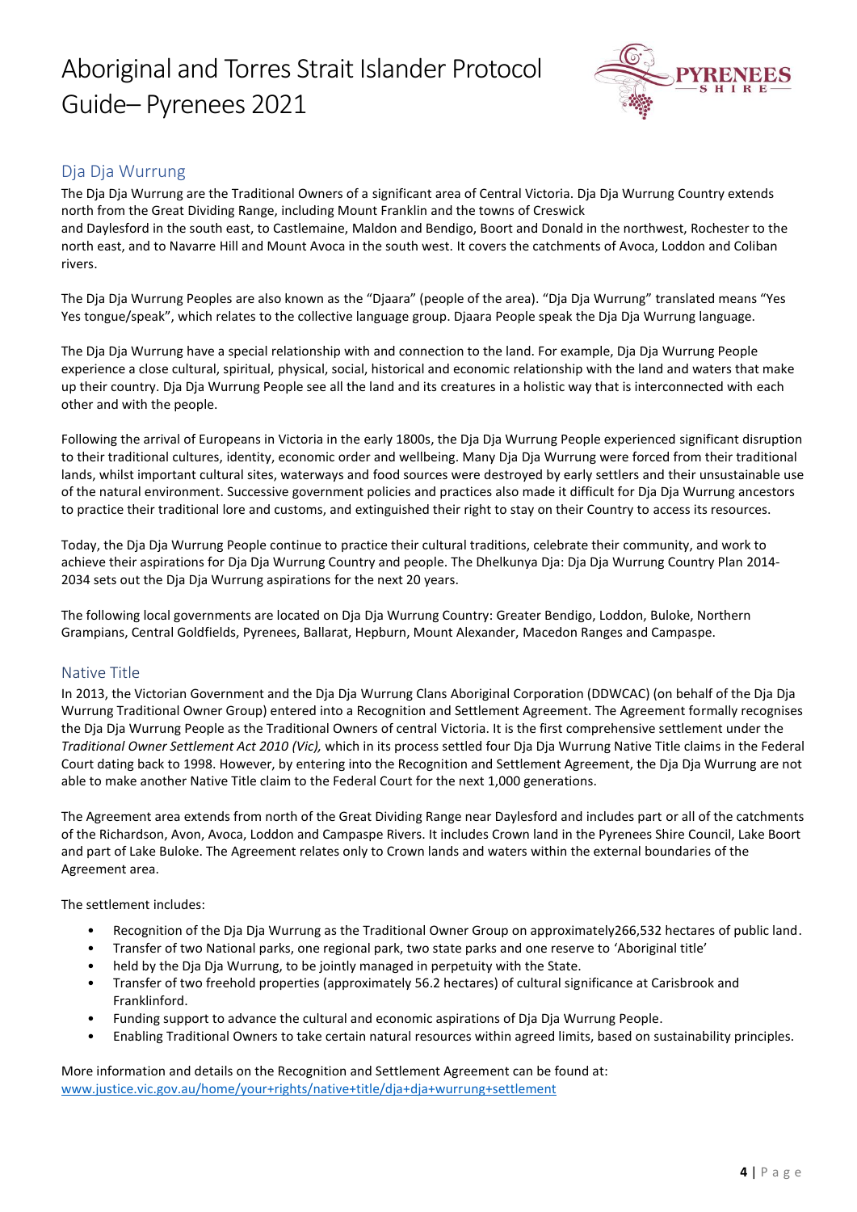## Dja Dja Wurrung

The Dja Dja Wurrung are the Traditional Owners of a significant area of Central Victoria. Dja Dja Wurrung Country extends north from the Great Dividing Range, including Mount Franklin and the towns of Creswick and Daylesford in the south east, to Castlemaine, Maldon and Bendigo, Boort and Donald in the northwest, Rochester to the north east, and to Navarre Hill and Mount Avoca in the south west. It covers the catchments of Avoca, Loddon and Coliban rivers.

The Dja Dja Wurrung Peoples are also known as the "Djaara" (people of the area). "Dja Dja Wurrung" translated means "Yes Yes tongue/speak", which relates to the collective language group. Djaara People speak the Dja Dja Wurrung language.

The Dja Dja Wurrung have a special relationship with and connection to the land. For example, Dja Dja Wurrung People experience a close cultural, spiritual, physical, social, historical and economic relationship with the land and waters that make up their country. Dja Dja Wurrung People see all the land and its creatures in a holistic way that is interconnected with each other and with the people.

Following the arrival of Europeans in Victoria in the early 1800s, the Dja Dja Wurrung People experienced significant disruption to their traditional cultures, identity, economic order and wellbeing. Many Dja Dja Wurrung were forced from their traditional lands, whilst important cultural sites, waterways and food sources were destroyed by early settlers and their unsustainable use of the natural environment. Successive government policies and practices also made it difficult for Dja Dja Wurrung ancestors to practice their traditional lore and customs, and extinguished their right to stay on their Country to access its resources.

Today, the Dja Dja Wurrung People continue to practice their cultural traditions, celebrate their community, and work to achieve their aspirations for Dja Dja Wurrung Country and people. The Dhelkunya Dja: Dja Dja Wurrung Country Plan 2014-2034 sets out the Dja Dja Wurrung aspirations for the next 20 years.

The following local governments are located on Dja Dja Wurrung Country: Greater Bendigo, Loddon, Buloke, Northern Grampians, Central Goldfields, Pyrenees, Ballarat, Hepburn, Mount Alexander, Macedon Ranges and Campaspe.

## Native Title

In 2013, the Victorian Government and the Dja Dja Wurrung Clans Aboriginal Corporation (DDWCAC) (on behalf of the Dja Dja Wurrung Traditional Owner Group) entered into a Recognition and Settlement Agreement. The Agreement formally recognises the Dja Dja Wurrung People as the Traditional Owners of central Victoria. It is the first comprehensive settlement under the *Traditional Owner Settlement Act 2010 (Vic),* which in its process settled four Dja Dja Wurrung Native Title claims in the Federal Court dating back to 1998. However, by entering into the Recognition and Settlement Agreement, the Dja Dja Wurrung are not able to make another Native Title claim to the Federal Court for the next 1,000 generations.

The Agreement area extends from north of the Great Dividing Range near Daylesford and includes part or all of the catchments of the Richardson, Avon, Avoca, Loddon and Campaspe Rivers. It includes Crown land in the Pyrenees Shire Council, Lake Boort and part of Lake Buloke. The Agreement relates only to Crown lands and waters within the external boundaries of the Agreement area.

The settlement includes:

- Recognition of the Dja Dja Wurrung as the Traditional Owner Group on approximately266,532 hectares of public land.
- Transfer of two National parks, one regional park, two state parks and one reserve to 'Aboriginal title'
- held by the Dja Dja Wurrung, to be jointly managed in perpetuity with the State.
- Transfer of two freehold properties (approximately 56.2 hectares) of cultural significance at Carisbrook and Franklinford.
- Funding support to advance the cultural and economic aspirations of Dja Dja Wurrung People.
- Enabling Traditional Owners to take certain natural resources within agreed limits, based on sustainability principles.

More information and details on the Recognition and Settlement Agreement can be found at: [www.justice.vic.gov.au/home/your+rights/native+title/dja+dja+wurrung+settlement](www.justice.vic.gov.au/home/your+rights/native+title/dja+dja+wurrung+settlement)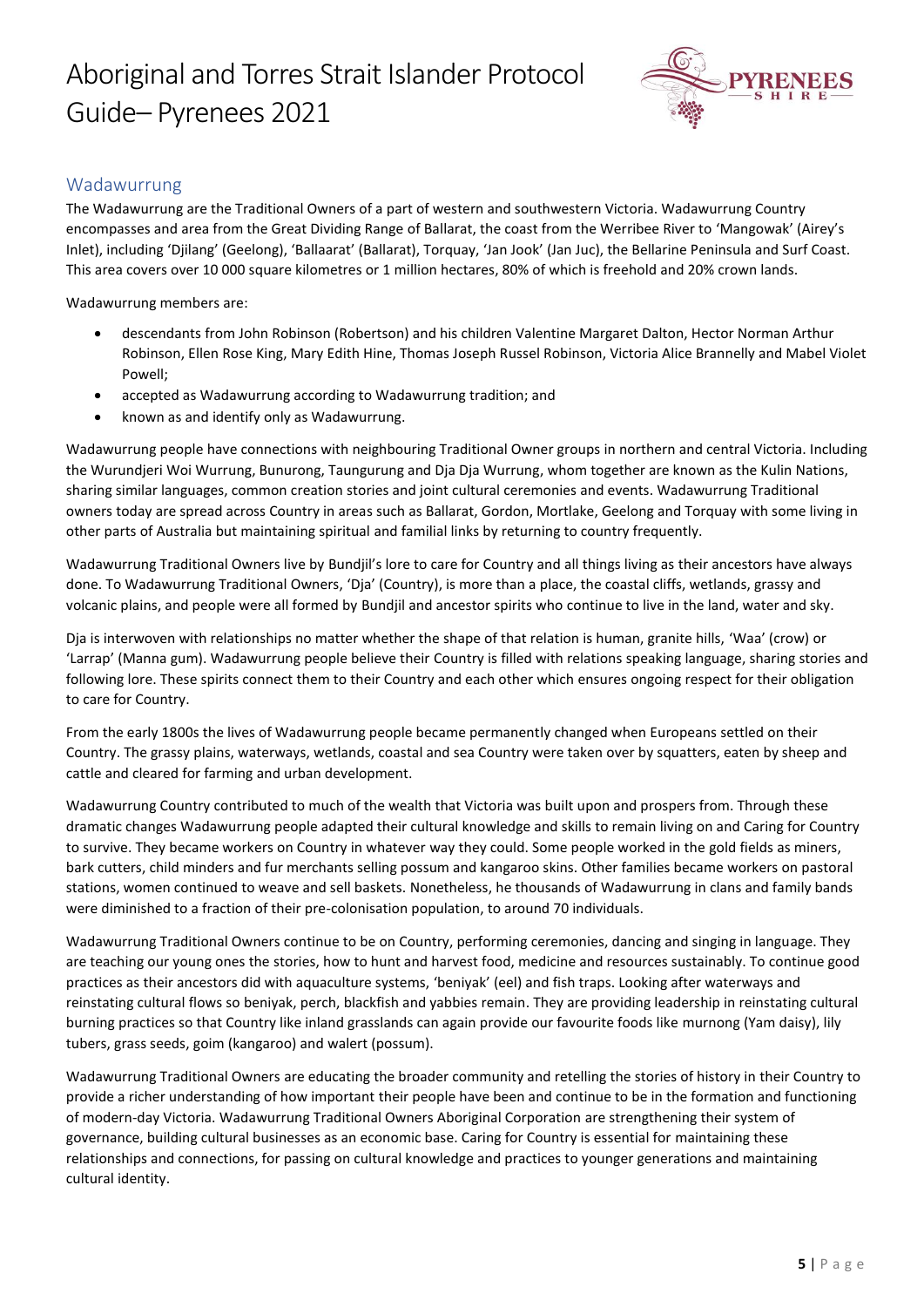## Wadawurrung

The Wadawurrung are the Traditional Owners of a part of western and southwestern Victoria. Wadawurrung Country encompasses and area from the Great Dividing Range of Ballarat, the coast from the Werribee River to 'Mangowak' (Airey's Inlet), including 'Djilang' (Geelong), 'Ballaarat' (Ballarat), Torquay, 'Jan Jook' (Jan Juc), the Bellarine Peninsula and Surf Coast. This area covers over 10 000 square kilometres or 1 million hectares, 80% of which is freehold and 20% crown lands.

Wadawurrung members are:

- descendants from John Robinson (Robertson) and his children Valentine Margaret Dalton, Hector Norman Arthur Robinson, Ellen Rose King, Mary Edith Hine, Thomas Joseph Russel Robinson, Victoria Alice Brannelly and Mabel Violet Powell;
- accepted as Wadawurrung according to Wadawurrung tradition; and
- known as and identify only as Wadawurrung.

Wadawurrung people have connections with neighbouring Traditional Owner groups in northern and central Victoria. Including the Wurundjeri Woi Wurrung, Bunurong, Taungurung and Dja Dja Wurrung, whom together are known as the Kulin Nations, sharing similar languages, common creation stories and joint cultural ceremonies and events. Wadawurrung Traditional owners today are spread across Country in areas such as Ballarat, Gordon, Mortlake, Geelong and Torquay with some living in other parts of Australia but maintaining spiritual and familial links by returning to country frequently.

Wadawurrung Traditional Owners live by Bundjil's lore to care for Country and all things living as their ancestors have always done. To Wadawurrung Traditional Owners, 'Dja' (Country), is more than a place, the coastal cliffs, wetlands, grassy and volcanic plains, and people were all formed by Bundjil and ancestor spirits who continue to live in the land, water and sky.

Dja is interwoven with relationships no matter whether the shape of that relation is human, granite hills, 'Waa' (crow) or 'Larrap' (Manna gum). Wadawurrung people believe their Country is filled with relations speaking language, sharing stories and following lore. These spirits connect them to their Country and each other which ensures ongoing respect for their obligation to care for Country.

From the early 1800s the lives of Wadawurrung people became permanently changed when Europeans settled on their Country. The grassy plains, waterways, wetlands, coastal and sea Country were taken over by squatters, eaten by sheep and cattle and cleared for farming and urban development.

Wadawurrung Country contributed to much of the wealth that Victoria was built upon and prospers from. Through these dramatic changes Wadawurrung people adapted their cultural knowledge and skills to remain living on and Caring for Country to survive. They became workers on Country in whatever way they could. Some people worked in the gold fields as miners, bark cutters, child minders and fur merchants selling possum and kangaroo skins. Other families became workers on pastoral stations, women continued to weave and sell baskets. Nonetheless, he thousands of Wadawurrung in clans and family bands were diminished to a fraction of their pre-colonisation population, to around 70 individuals.

Wadawurrung Traditional Owners continue to be on Country, performing ceremonies, dancing and singing in language. They are teaching our young ones the stories, how to hunt and harvest food, medicine and resources sustainably. To continue good practices as their ancestors did with aquaculture systems, 'beniyak' (eel) and fish traps. Looking after waterways and reinstating cultural flows so beniyak, perch, blackfish and yabbies remain. They are providing leadership in reinstating cultural burning practices so that Country like inland grasslands can again provide our favourite foods like murnong (Yam daisy), lily tubers, grass seeds, goim (kangaroo) and walert (possum).

Wadawurrung Traditional Owners are educating the broader community and retelling the stories of history in their Country to provide a richer understanding of how important their people have been and continue to be in the formation and functioning of modern-day Victoria. Wadawurrung Traditional Owners Aboriginal Corporation are strengthening their system of governance, building cultural businesses as an economic base. Caring for Country is essential for maintaining these relationships and connections, for passing on cultural knowledge and practices to younger generations and maintaining cultural identity.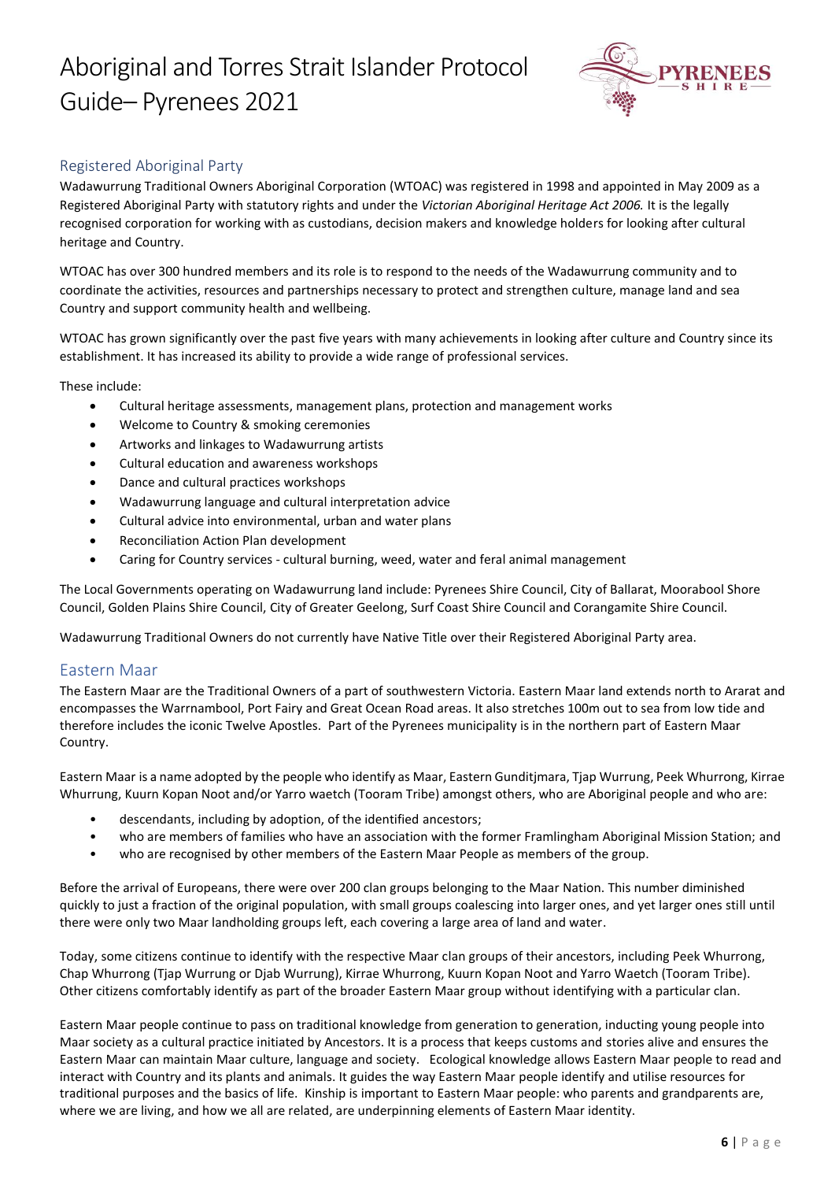## Registered Aboriginal Party

Wadawurrung Traditional Owners Aboriginal Corporation (WTOAC) was registered in 1998 and appointed in May 2009 as a Registered Aboriginal Party with statutory rights and under the *Victorian Aboriginal Heritage Act 2006.* It is the legally recognised corporation for working with as custodians, decision makers and knowledge holders for looking after cultural heritage and Country.

WTOAC has over 300 hundred members and its role is to respond to the needs of the Wadawurrung community and to coordinate the activities, resources and partnerships necessary to protect and strengthen culture, manage land and sea Country and support community health and wellbeing.

WTOAC has grown significantly over the past five years with many achievements in looking after culture and Country since its establishment. It has increased its ability to provide a wide range of professional services.

These include:

- Cultural heritage assessments, management plans, protection and management works
- Welcome to Country & smoking ceremonies
- Artworks and linkages to Wadawurrung artists
- Cultural education and awareness workshops
- Dance and cultural practices workshops
- Wadawurrung language and cultural interpretation advice
- Cultural advice into environmental, urban and water plans
- Reconciliation Action Plan development
- Caring for Country services - cultural burning, weed, water and feral animal management

The Local Governments operating on Wadawurrung land include: Pyrenees Shire Council, City of Ballarat, Moorabool Shore Council, Golden Plains Shire Council, City of Greater Geelong, Surf Coast Shire Council and Corangamite Shire Council.

Wadawurrung Traditional Owners do not currently have Native Title over their Registered Aboriginal Party area.

## Eastern Maar

The Eastern Maar are the Traditional Owners of a part of southwestern Victoria. Eastern Maar land extends north to Ararat and encompasses the Warrnambool, Port Fairy and Great Ocean Road areas. It also stretches 100m out to sea from low tide and therefore includes the iconic Twelve Apostles. Part of the Pyrenees municipality is in the northern part of Eastern Maar Country.

Eastern Maar is a name adopted by the people who identify as Maar, Eastern Gunditjmara, Tjap Wurrung, Peek Whurrong, Kirrae Whurrung, Kuurn Kopan Noot and/or Yarro waetch (Tooram Tribe) amongst others, who are Aboriginal people and who are:

- descendants, including by adoption, of the identified ancestors;
- who are members of families who have an association with the former Framlingham Aboriginal Mission Station; and
- who are recognised by other members of the Eastern Maar People as members of the group.

Before the arrival of Europeans, there were over 200 clan groups belonging to the Maar Nation. This number diminished quickly to just a fraction of the original population, with small groups coalescing into larger ones, and yet larger ones still until there were only two Maar landholding groups left, each covering a large area of land and water.

Today, some citizens continue to identify with the respective Maar clan groups of their ancestors, including Peek Whurrong, Chap Whurrong (Tjap Wurrung or Djab Wurrung), Kirrae Whurrung, Kuurn Kopan Noot and Yarro Waetch (Tooram Tribe). Other citizens comfortably identify as part of the broader Eastern Maar group without identifying with a particular clan.

Eastern Maar people continue to pass on traditional knowledge from generation to generation, inducting young people into Maar society as a cultural practice initiated by Ancestors. It is a process that keeps customs and stories alive and ensures the Eastern Maar can maintain Maar culture, language and society. Ecological knowledge allows Eastern Maar people to read and interact with Country and its plants and animals. It guides the way Eastern Maar people identify and utilise resources for traditional purposes and the basics of life. Kinship is important to Eastern Maar people: who parents and grandparents are, where we are living, and how we all are related, are underpinning elements of Eastern Maar identity.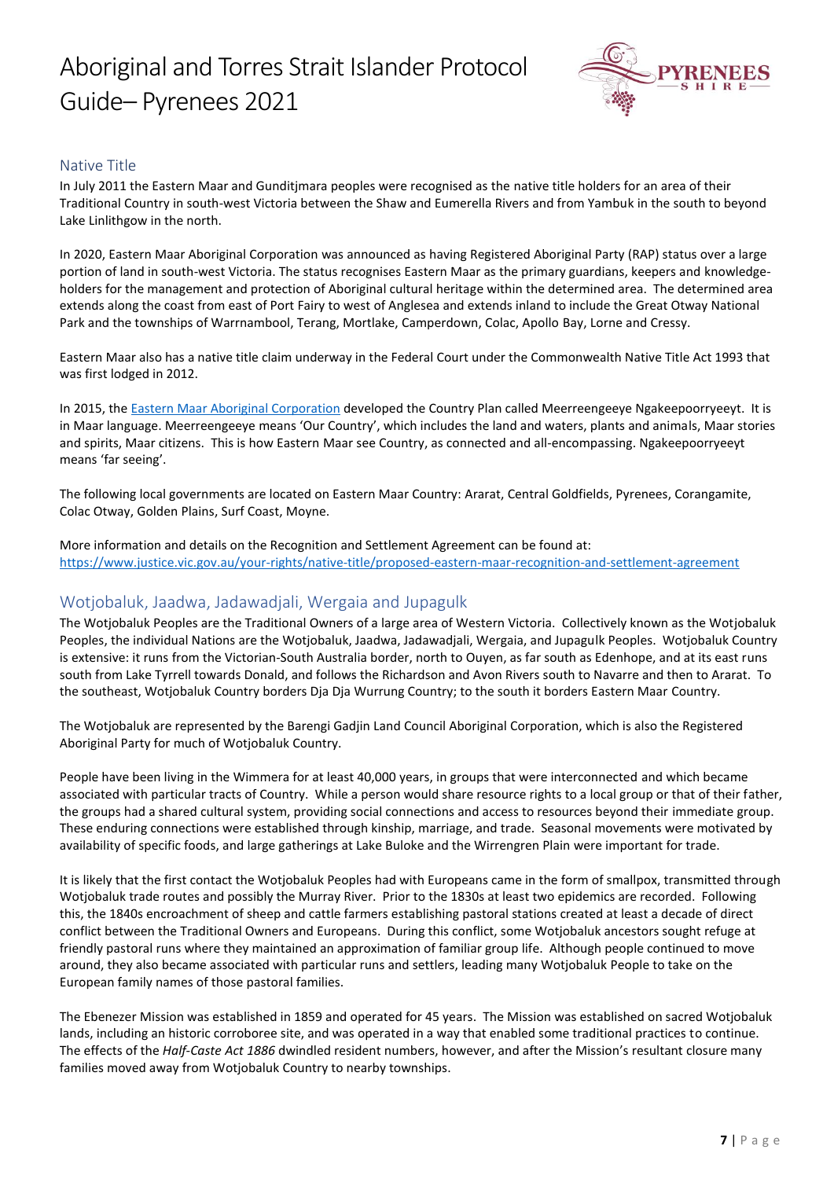## Native Title

In July 2011 the Eastern Maar and Gunditjmara peoples were recognised as the native title holders for an area of their Traditional Country in south-west Victoria between the Shaw and Eumerella Rivers and from Yambuk in the south to beyond Lake Linlithgow in the north.

In 2020, Eastern Maar Aboriginal Corporation was announced as having Registered Aboriginal Party (RAP) status over a large portion of land in south-west Victoria. The status recognises Eastern Maar as the primary guardians, keepers and knowledge-holders for the management and protection of Aboriginal cultural heritage within the determined area. The determined area extends along the coast from east of Port Fairy to west of Anglesea and extends inland to include the Great Otway National Park and the townships of Warrnambool, Terang, Mortlake, Camperdown, Colac, Apollo Bay, Lorne and Cressy.

Eastern Maar also has a native title claim underway in the Federal Court under the Commonwealth Native Title Act 1993 that was first lodged in 2012.

In 2015, the Eastern Maar Aboriginal Corporation developed the Country Plan called Meerreengeeye Ngakeepoorryeeyt. It is in Maar language. Meerreengeeye means 'Our Country', which includes the land and waters, plants and animals, Maar stories and spirits, Maar citizens. This is how Eastern Maar see Country, as connected and all-encompassing. Ngakeepoorryeeyt means 'far seeing'.

The following local governments are located on Eastern Maar Country: Ararat, Central Goldfields, Pyrenees, Corangamite, Colac Otway, Golden Plains, Surf Coast, Moyne.

More information and details on the Recognition and Settlement Agreement can be found at:
https://www.justice.vic.gov.au/your-rights/native-title/proposed-eastern-maar-recognition-and-settlement-agreement

## Wotjobaluk, Jaadwa, Jadawadjali, Wergaia and Jupagulk

The Wotjobaluk Peoples are the Traditional Owners of a large area of Western Victoria. Collectively known as the Wotjobaluk Peoples, the individual Nations are the Wotjobaluk, Jaadwa, Jadawadjali, Wergaia, and Jupagulk Peoples. Wotjobaluk Country is extensive: it runs from the Victorian-South Australia border, north to Ouyen, as far south as Edenhope, and at its east runs south from Lake Tyrrell towards Donald, and follows the Richardson and Avon Rivers south to Navarre and then to Ararat. To the southeast, Wotjobaluk Country borders Dja Dja Wurrung Country; to the south it borders Eastern Maar Country.

The Wotjobaluk are represented by the Barengi Gadjin Land Council Aboriginal Corporation, which is also the Registered Aboriginal Party for much of Wotjobaluk Country.

People have been living in the Wimmera for at least 40,000 years, in groups that were interconnected and which became associated with particular tracts of Country. While a person would share resource rights to a local group or that of their father, the groups had a shared cultural system, providing social connections and access to resources beyond their immediate group. These enduring connections were established through kinship, marriage, and trade. Seasonal movements were motivated by availability of specific foods, and large gatherings at Lake Buloke and the Wirrengren Plain were important for trade.

It is likely that the first contact the Wotjobaluk Peoples had with Europeans came in the form of smallpox, transmitted through Wotjobaluk trade routes and possibly the Murray River. Prior to the 1830s at least two epidemics are recorded. Following this, the 1840s encroachment of sheep and cattle farmers establishing pastoral stations created at least a decade of direct conflict between the Traditional Owners and Europeans. During this conflict, some Wotjobaluk ancestors sought refuge at friendly pastoral runs where they maintained an approximation of familiar group life. Although people continued to move around, they also became associated with particular runs and settlers, leading many Wotjobaluk People to take on the European family names of those pastoral families.

The Ebenezer Mission was established in 1859 and operated for 45 years. The Mission was established on sacred Wotjobaluk lands, including an historic corroboree site, and was operated in a way that enabled some traditional practices to continue. The effects of the *Half-Caste Act 1886* dwindled resident numbers, however, and after the Mission's resultant closure many families moved away from Wotjobaluk Country to nearby townships.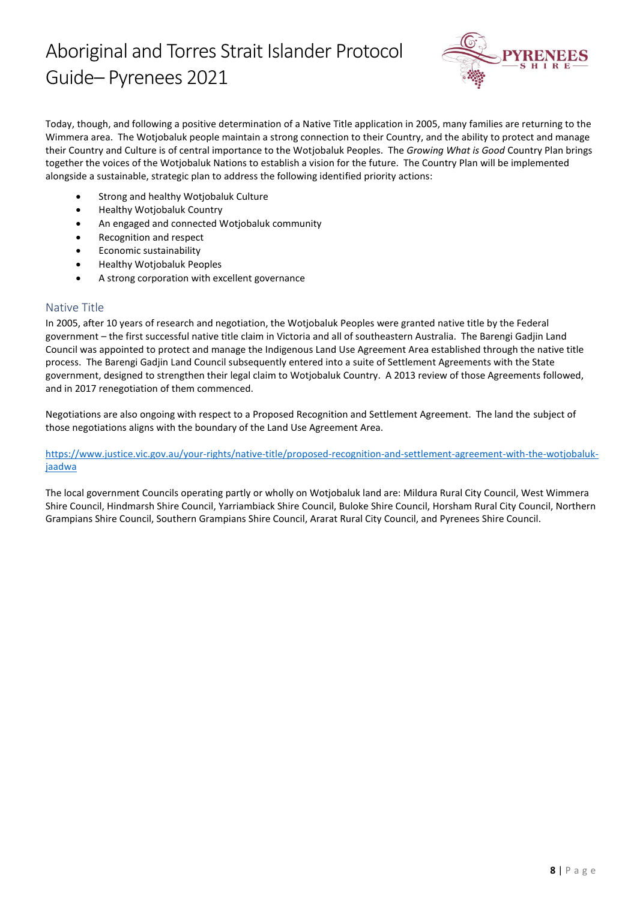Today, though, and following a positive determination of a Native Title application in 2005, many families are returning to the Wimmera area. The Wotjobaluk people maintain a strong connection to their Country, and the ability to protect and manage their Country and Culture is of central importance to the Wotjobaluk Peoples. The *Growing What is Good* Country Plan brings together the voices of the Wotjobaluk Nations to establish a vision for the future. The Country Plan will be implemented alongside a sustainable, strategic plan to address the following identified priority actions:

- Strong and healthy Wotjobaluk Culture
- Healthy Wotjobaluk Country
- An engaged and connected Wotjobaluk community
- Recognition and respect
- Economic sustainability
- Healthy Wotjobaluk Peoples
- A strong corporation with excellent governance

## Native Title

In 2005, after 10 years of research and negotiation, the Wotjobaluk Peoples were granted native title by the Federal government – the first successful native title claim in Victoria and all of southeastern Australia. The Barengi Gadjin Land Council was appointed to protect and manage the Indigenous Land Use Agreement Area established through the native title process. The Barengi Gadjin Land Council subsequently entered into a suite of Settlement Agreements with the State government, designed to strengthen their legal claim to Wotjobaluk Country. A 2013 review of those Agreements followed, and in 2017 renegotiation of them commenced.

Negotiations are also ongoing with respect to a Proposed Recognition and Settlement Agreement. The land the subject of those negotiations aligns with the boundary of the Land Use Agreement Area.

https://www.justice.vic.gov.au/your-rights/native-title/proposed-recognition-and-settlement-agreement-with-the-wotjobaluk-jaadwa

The local government Councils operating partly or wholly on Wotjobaluk land are: Mildura Rural City Council, West Wimmera Shire Council, Hindmarsh Shire Council, Yarriambiack Shire Council, Buloke Shire Council, Horsham Rural City Council, Northern Grampians Shire Council, Southern Grampians Shire Council, Ararat Rural City Council, and Pyrenees Shire Council.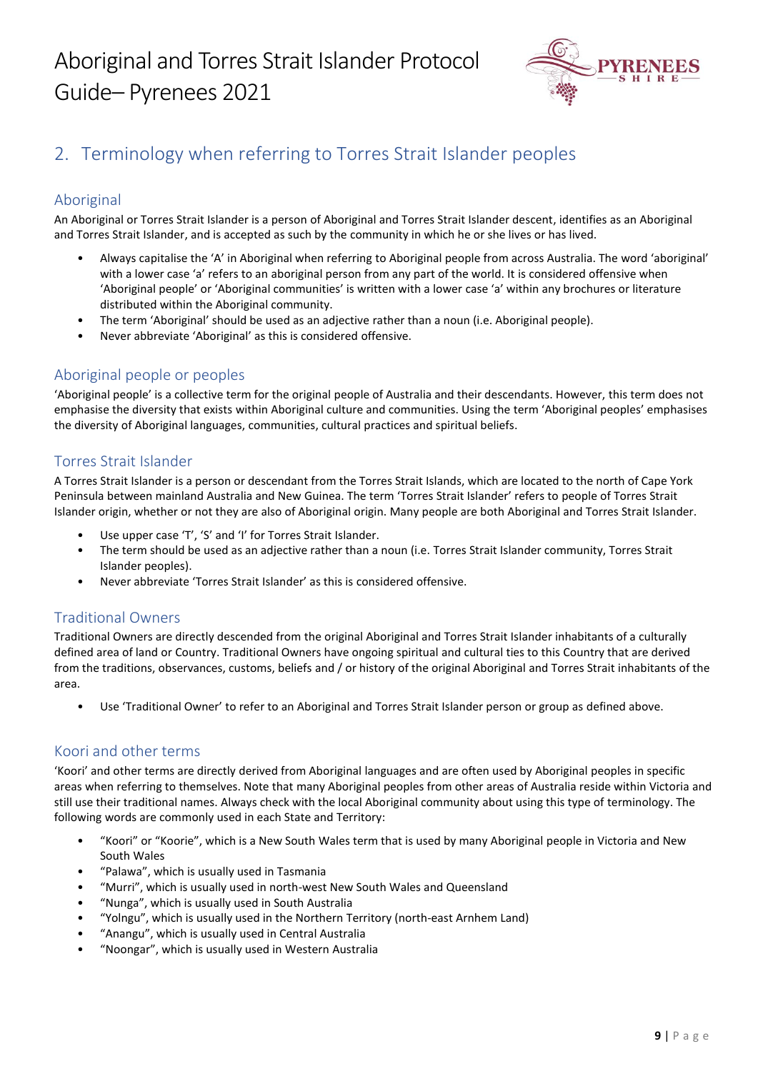## 2. Terminology when referring to Torres Strait Islander peoples

### Aboriginal

An Aboriginal or Torres Strait Islander is a person of Aboriginal and Torres Strait Islander descent, identifies as an Aboriginal and Torres Strait Islander, and is accepted as such by the community in which he or she lives or has lived.

- Always capitalise the 'A' in Aboriginal when referring to Aboriginal people from across Australia. The word 'aboriginal' with a lower case 'a' refers to an aboriginal person from any part of the world. It is considered offensive when 'Aboriginal people' or 'Aboriginal communities' is written with a lower case 'a' within any brochures or literature distributed within the Aboriginal community.
- The term 'Aboriginal' should be used as an adjective rather than a noun (i.e. Aboriginal people).
- Never abbreviate 'Aboriginal' as this is considered offensive.

### Aboriginal people or peoples

'Aboriginal people' is a collective term for the original people of Australia and their descendants. However, this term does not emphasise the diversity that exists within Aboriginal culture and communities. Using the term 'Aboriginal peoples' emphasises the diversity of Aboriginal languages, communities, cultural practices and spiritual beliefs.

### Torres Strait Islander

A Torres Strait Islander is a person or descendant from the Torres Strait Islands, which are located to the north of Cape York Peninsula between mainland Australia and New Guinea. The term 'Torres Strait Islander' refers to people of Torres Strait Islander origin, whether or not they are also of Aboriginal origin. Many people are both Aboriginal and Torres Strait Islander.

- Use upper case 'T', 'S' and 'I' for Torres Strait Islander.
- The term should be used as an adjective rather than a noun (i.e. Torres Strait Islander community, Torres Strait Islander peoples).
- Never abbreviate 'Torres Strait Islander' as this is considered offensive.

### Traditional Owners

Traditional Owners are directly descended from the original Aboriginal and Torres Strait Islander inhabitants of a culturally defined area of land or Country. Traditional Owners have ongoing spiritual and cultural ties to this Country that are derived from the traditions, observances, customs, beliefs and / or history of the original Aboriginal and Torres Strait inhabitants of the area.

- Use 'Traditional Owner' to refer to an Aboriginal and Torres Strait Islander person or group as defined above.

### Koori and other terms

'Koori' and other terms are directly derived from Aboriginal languages and are often used by Aboriginal peoples in specific areas when referring to themselves. Note that many Aboriginal peoples from other areas of Australia reside within Victoria and still use their traditional names. Always check with the local Aboriginal community about using this type of terminology. The following words are commonly used in each State and Territory:

- "Koori" or "Koorie", which is a New South Wales term that is used by many Aboriginal people in Victoria and New South Wales
- "Palawa", which is usually used in Tasmania
- "Murri", which is usually used in north-west New South Wales and Queensland
- "Nunga", which is usually used in South Australia
- "Yolngu", which is usually used in the Northern Territory (north-east Arnhem Land)
- "Anangu", which is usually used in Central Australia
- "Noongar", which is usually used in Western Australia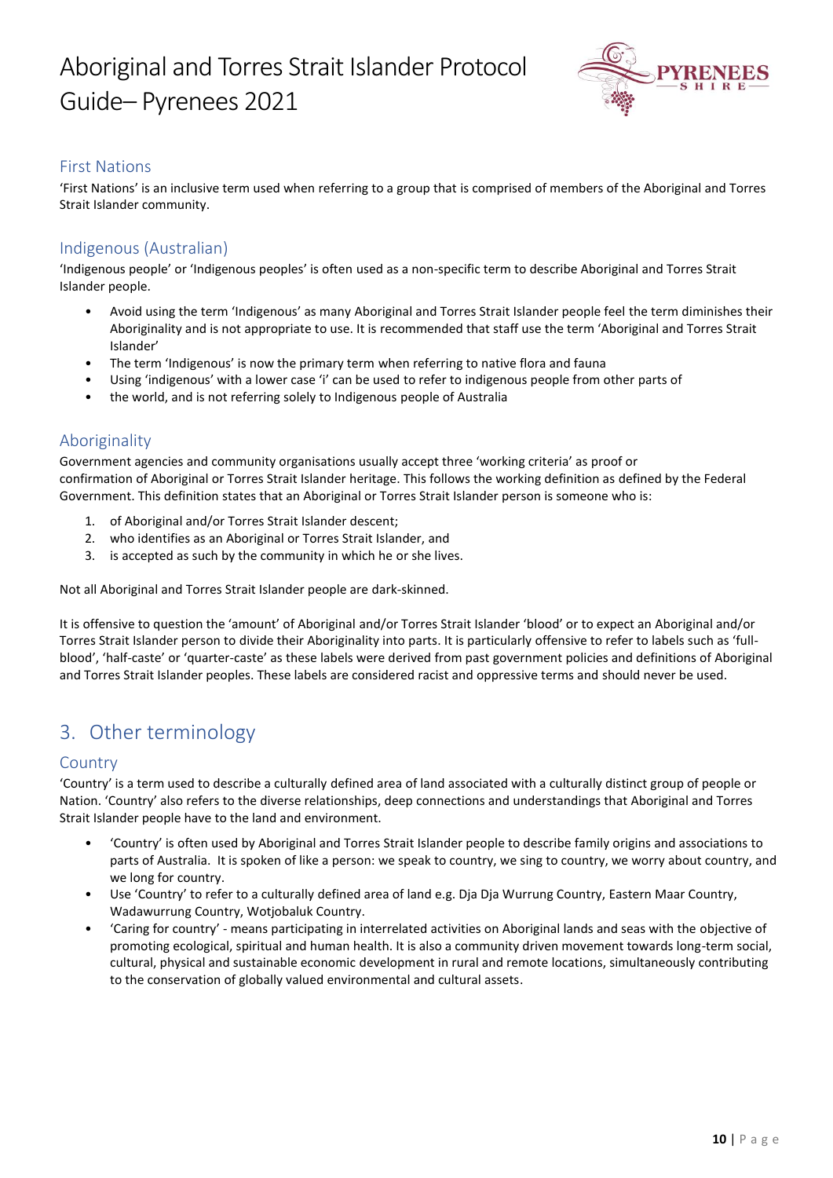## First Nations

'First Nations' is an inclusive term used when referring to a group that is comprised of members of the Aboriginal and Torres Strait Islander community.

## Indigenous (Australian)

'Indigenous people' or 'Indigenous peoples' is often used as a non-specific term to describe Aboriginal and Torres Strait Islander people.

- Avoid using the term 'Indigenous' as many Aboriginal and Torres Strait Islander people feel the term diminishes their Aboriginality and is not appropriate to use. It is recommended that staff use the term 'Aboriginal and Torres Strait Islander'
- The term 'Indigenous' is now the primary term when referring to native flora and fauna
- Using 'indigenous' with a lower case 'i' can be used to refer to indigenous people from other parts of
- the world, and is not referring solely to Indigenous people of Australia

## Aboriginality

Government agencies and community organisations usually accept three 'working criteria' as proof or confirmation of Aboriginal or Torres Strait Islander heritage. This follows the working definition as defined by the Federal Government. This definition states that an Aboriginal or Torres Strait Islander person is someone who is:

1. of Aboriginal and/or Torres Strait Islander descent;
2. who identifies as an Aboriginal or Torres Strait Islander, and
3. is accepted as such by the community in which he or she lives.

Not all Aboriginal and Torres Strait Islander people are dark-skinned.

It is offensive to question the 'amount' of Aboriginal and/or Torres Strait Islander 'blood' or to expect an Aboriginal and/or Torres Strait Islander person to divide their Aboriginality into parts. It is particularly offensive to refer to labels such as 'full-blood', 'half-caste' or 'quarter-caste' as these labels were derived from past government policies and definitions of Aboriginal and Torres Strait Islander peoples. These labels are considered racist and oppressive terms and should never be used.

# 3. Other terminology

## Country

'Country' is a term used to describe a culturally defined area of land associated with a culturally distinct group of people or Nation. 'Country' also refers to the diverse relationships, deep connections and understandings that Aboriginal and Torres Strait Islander people have to the land and environment.

- 'Country' is often used by Aboriginal and Torres Strait Islander people to describe family origins and associations to parts of Australia. It is spoken of like a person: we speak to country, we sing to country, we worry about country, and we long for country.
- Use 'Country' to refer to a culturally defined area of land e.g. Dja Dja Wurrung Country, Eastern Maar Country, Wadawurrung Country, Wotjobaluk Country.
- 'Caring for country' - means participating in interrelated activities on Aboriginal lands and seas with the objective of promoting ecological, spiritual and human health. It is also a community driven movement towards long-term social, cultural, physical and sustainable economic development in rural and remote locations, simultaneously contributing to the conservation of globally valued environmental and cultural assets.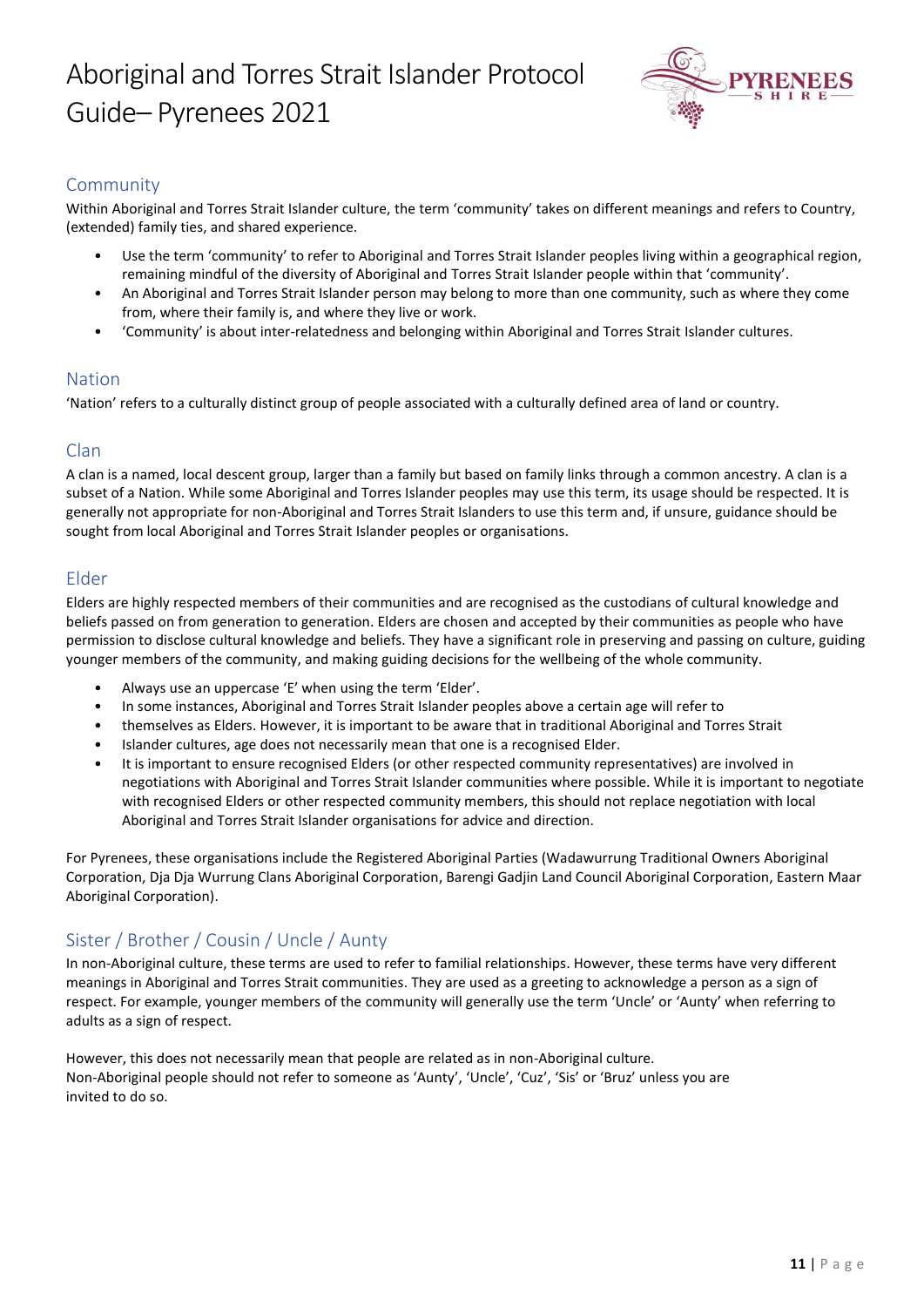## Community

Within Aboriginal and Torres Strait Islander culture, the term 'community' takes on different meanings and refers to Country, (extended) family ties, and shared experience.

- Use the term 'community' to refer to Aboriginal and Torres Strait Islander peoples living within a geographical region, remaining mindful of the diversity of Aboriginal and Torres Strait Islander people within that 'community'.
- An Aboriginal and Torres Strait Islander person may belong to more than one community, such as where they come from, where their family is, and where they live or work.
- 'Community' is about inter-relatedness and belonging within Aboriginal and Torres Strait Islander cultures.

## Nation

'Nation' refers to a culturally distinct group of people associated with a culturally defined area of land or country.

## Clan

A clan is a named, local descent group, larger than a family but based on family links through a common ancestry. A clan is a subset of a Nation. While some Aboriginal and Torres Strait Islander peoples may use this term, its usage should be respected. It is generally not appropriate for non-Aboriginal and Torres Strait Islanders to use this term and, if unsure, guidance should be sought from local Aboriginal and Torres Strait Islander peoples or organisations.

## Elder

Elders are highly respected members of their communities and are recognised as the custodians of cultural knowledge and beliefs passed on from generation to generation. Elders are chosen and accepted by their communities as people who have permission to disclose cultural knowledge and beliefs. They have a significant role in preserving and passing on culture, guiding younger members of the community, and making guiding decisions for the wellbeing of the whole community.

- Always use an uppercase 'E' when using the term 'Elder'.
- In some instances, Aboriginal and Torres Strait Islander peoples above a certain age will refer to
- themselves as Elders. However, it is important to be aware that in traditional Aboriginal and Torres Strait
- Islander cultures, age does not necessarily mean that one is a recognised Elder.
- It is important to ensure recognised Elders (or other respected community representatives) are involved in negotiations with Aboriginal and Torres Strait Islander communities where possible. While it is important to negotiate with recognised Elders or other respected community members, this should not replace negotiation with local Aboriginal and Torres Strait Islander organisations for advice and direction.

For Pyrenees, these organisations include the Registered Aboriginal Parties (Wadawurrung Traditional Owners Aboriginal Corporation, Dja Dja Wurrung Clans Aboriginal Corporation, Barengi Gadjin Land Council Aboriginal Corporation, Eastern Maar Aboriginal Corporation).

## Sister / Brother / Cousin / Uncle / Aunty

In non-Aboriginal culture, these terms are used to refer to familial relationships. However, these terms have very different meanings in Aboriginal and Torres Strait Islander communities. They are used as a greeting to acknowledge a person as a sign of respect. For example, younger members of the community will generally use the term 'Uncle' or 'Aunty' when referring to adults as a sign of respect.

However, this does not necessarily mean that people are related as in non-Aboriginal culture.
Non-Aboriginal people should not refer to someone as 'Aunty', 'Uncle', 'Cuz', 'Sis' or 'Bruz' unless you are invited to do so.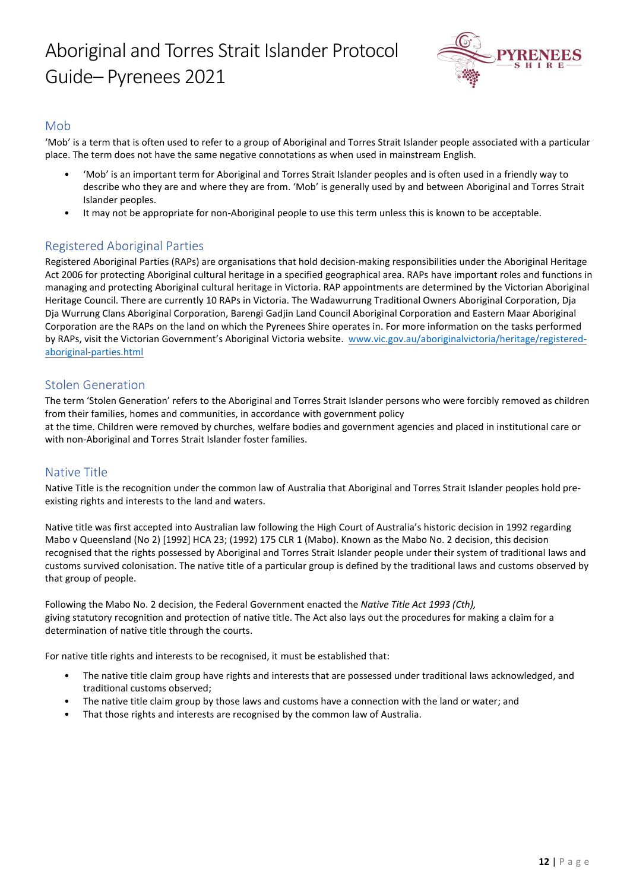## Mob

'Mob' is a term that is often used to refer to a group of Aboriginal and Torres Strait Islander people associated with a particular place. The term does not have the same negative connotations as when used in mainstream English.

- 'Mob' is an important term for Aboriginal and Torres Strait Islander peoples and is often used in a friendly way to describe who they are and where they are from. 'Mob' is generally used by and between Aboriginal and Torres Strait Islander peoples.
- It may not be appropriate for non-Aboriginal people to use this term unless this is known to be acceptable.

## Registered Aboriginal Parties

Registered Aboriginal Parties (RAPs) are organisations that hold decision-making responsibilities under the Aboriginal Heritage Act 2006 for protecting Aboriginal cultural heritage in a specified geographical area. RAPs have important roles and functions in managing and protecting Aboriginal cultural heritage in Victoria. RAP appointments are determined by the Victorian Aboriginal Heritage Council. There are currently 10 RAPs in Victoria. The Wadawurrung Traditional Owners Aboriginal Corporation, Dja Dja Wurrung Clans Aboriginal Corporation, Barengi Gadjin Land Council Aboriginal Corporation and Eastern Maar Aboriginal Corporation are the RAPs on the land on which the Pyrenees Shire operates in. For more information on the tasks performed by RAPs, visit the Victorian Government's Aboriginal Victoria website. [www.vic.gov.au/aboriginalvictoria/heritage/registered-aboriginal-parties.html](www.vic.gov.au/aboriginalvictoria/heritage/registered-aboriginal-parties.html)

## Stolen Generation

The term 'Stolen Generation' refers to the Aboriginal and Torres Strait Islander persons who were forcibly removed as children from their families, homes and communities, in accordance with government policy at the time. Children were removed by churches, welfare bodies and government agencies and placed in institutional care or with non-Aboriginal and Torres Strait Islander foster families.

## Native Title

Native Title is the recognition under the common law of Australia that Aboriginal and Torres Strait Islander peoples hold pre-existing rights and interests to the land and waters.

Native title was first accepted into Australian law following the High Court of Australia's historic decision in 1992 regarding Mabo v Queensland (No 2) [1992] HCA 23; (1992) 175 CLR 1 (Mabo). Known as the Mabo No. 2 decision, this decision recognised that the rights possessed by Aboriginal and Torres Strait Islander people under their system of traditional laws and customs survived colonisation. The native title of a particular group is defined by the traditional laws and customs observed by that group of people.

Following the Mabo No. 2 decision, the Federal Government enacted the *Native Title Act 1993 (Cth),* giving statutory recognition and protection of native title. The Act also lays out the procedures for making a claim for a determination of native title through the courts.

For native title rights and interests to be recognised, it must be established that:

- The native title claim group have rights and interests that are possessed under traditional laws acknowledged, and traditional customs observed;
- The native title claim group by those laws and customs have a connection with the land or water; and
- That those rights and interests are recognised by the common law of Australia.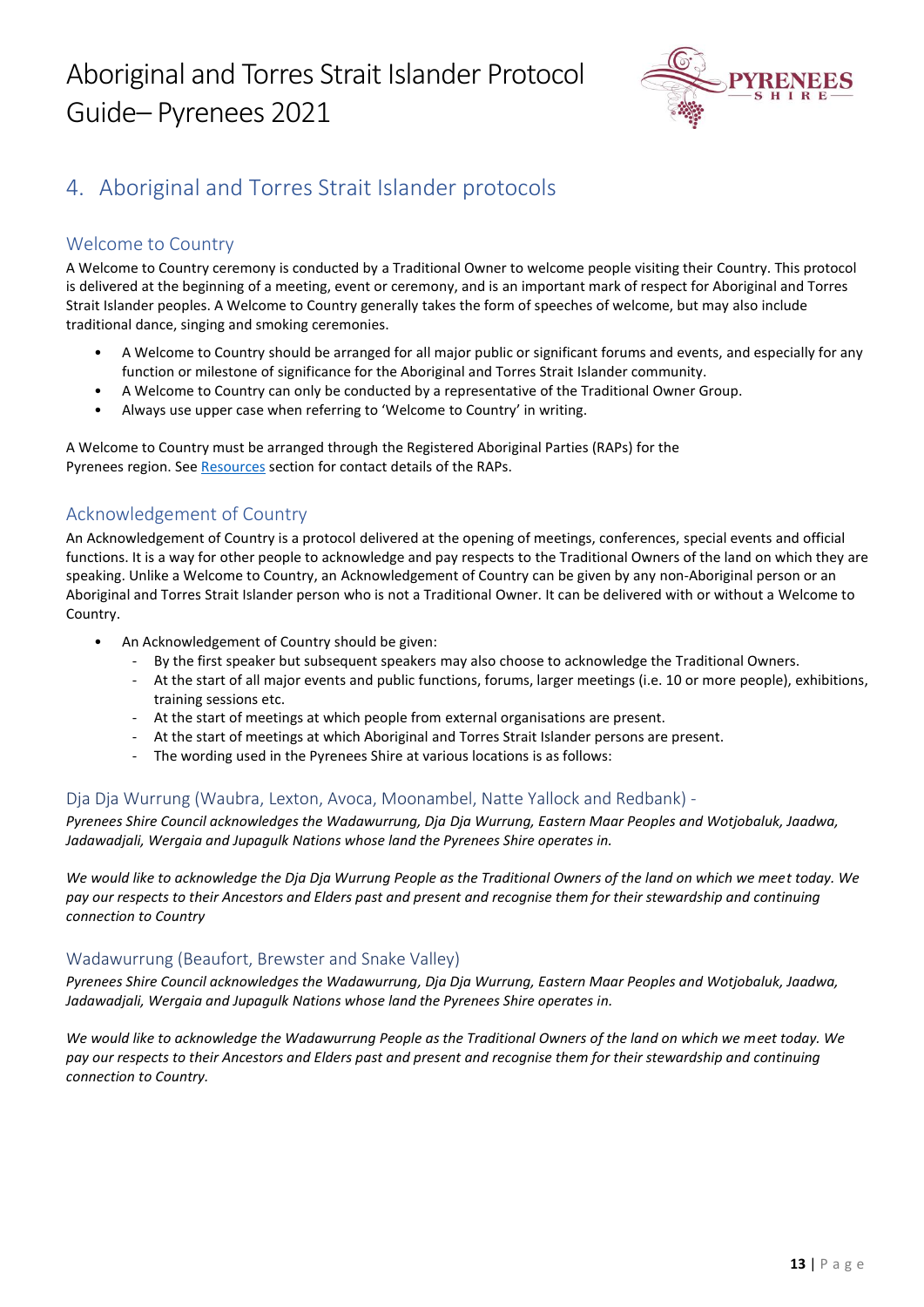## 4. Aboriginal and Torres Strait Islander protocols

### Welcome to Country

A Welcome to Country ceremony is conducted by a Traditional Owner to welcome people visiting their Country. This protocol is delivered at the beginning of a meeting, event or ceremony, and is an important mark of respect for Aboriginal and Torres Strait Islander peoples. A Welcome to Country generally takes the form of speeches of welcome, but may also include traditional dance, singing and smoking ceremonies.

- A Welcome to Country should be arranged for all major public or significant forums and events, and especially for any function or milestone of significance for the Aboriginal and Torres Strait Islander community.
- A Welcome to Country can only be conducted by a representative of the Traditional Owner Group.
- Always use upper case when referring to 'Welcome to Country' in writing.

A Welcome to Country must be arranged through the Registered Aboriginal Parties (RAPs) for the Pyrenees region. See Resources section for contact details of the RAPs.

### Acknowledgement of Country

An Acknowledgement of Country is a protocol delivered at the opening of meetings, conferences, special events and official functions. It is a way for other people to acknowledge and pay respects to the Traditional Owners of the land on which they are speaking. Unlike a Welcome to Country, an Acknowledgement of Country can be given by any non-Aboriginal person or an Aboriginal and Torres Strait Islander person who is not a Traditional Owner. It can be delivered with or without a Welcome to Country.

- An Acknowledgement of Country should be given:
  - By the first speaker but subsequent speakers may also choose to acknowledge the Traditional Owners.
  - At the start of all major events and public functions, forums, larger meetings (i.e. 10 or more people), exhibitions, training sessions etc.
  - At the start of meetings at which people from external organisations are present.
  - At the start of meetings at which Aboriginal and Torres Strait Islander persons are present.
  - The wording used in the Pyrenees Shire at various locations is as follows:

### Dja Dja Wurrung (Waubra, Lexton, Avoca, Moonambel, Natte Yallock and Redbank) -

*Pyrenees Shire Council acknowledges the Wadawurrung, Dja Dja Wurrung, Eastern Maar Peoples and Wotjobaluk, Jaadwa, Jadawadjali, Wergaia and Jupagulk Nations whose land the Pyrenees Shire operates in.*

*We would like to acknowledge the Dja Dja Wurrung People as the Traditional Owners of the land on which we meet today. We pay our respects to their Ancestors and Elders past and present and recognise them for their stewardship and continuing connection to Country*

### Wadawurrung (Beaufort, Brewster and Snake Valley)

*Pyrenees Shire Council acknowledges the Wadawurrung, Dja Dja Wurrung, Eastern Maar Peoples and Wotjobaluk, Jaadwa, Jadawadjali, Wergaia and Jupagulk Nations whose land the Pyrenees Shire operates in.*

*We would like to acknowledge the Wadawurrung People as the Traditional Owners of the land on which we meet today. We pay our respects to their Ancestors and Elders past and present and recognise them for their stewardship and continuing connection to Country.*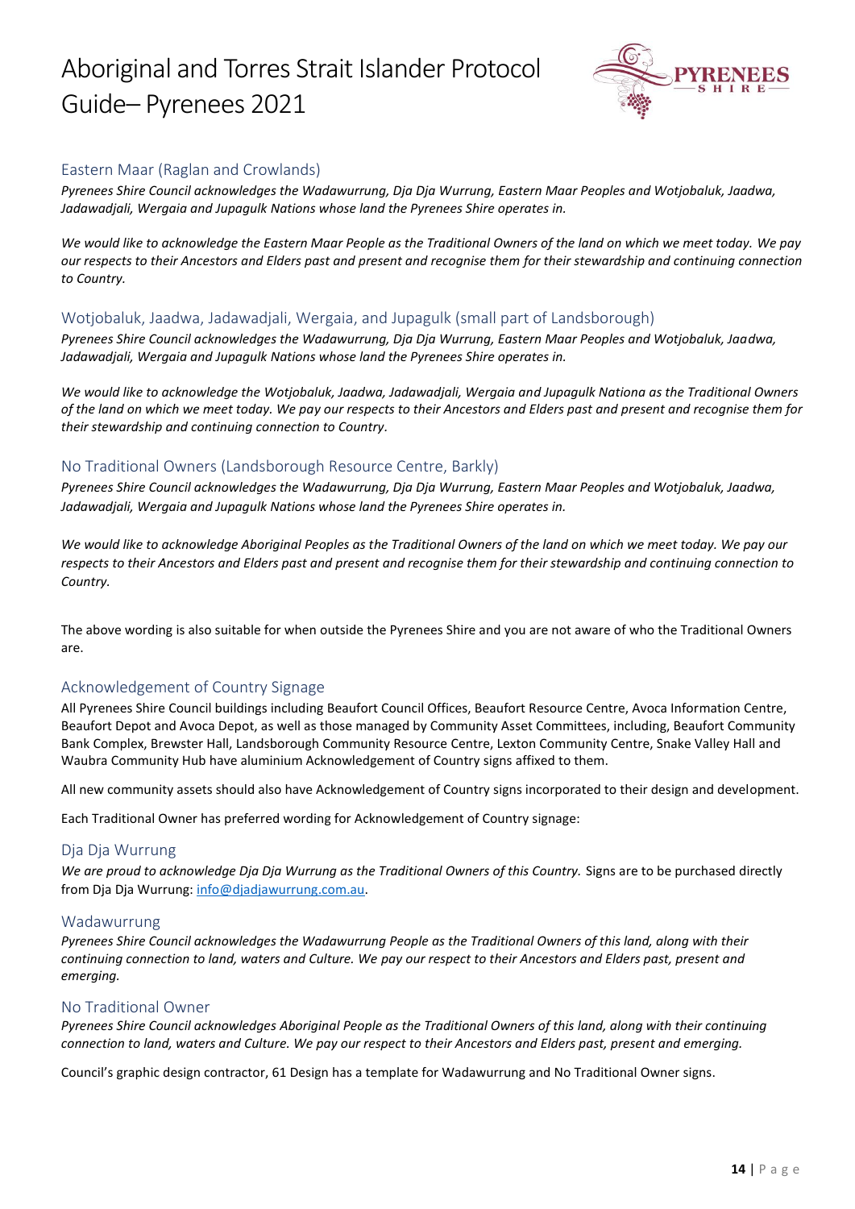## Eastern Maar (Raglan and Crowlands)

*Pyrenees Shire Council acknowledges the Wadawurrung, Dja Dja Wurrung, Eastern Maar Peoples and Wotjobaluk, Jaadwa, Jadawadjali, Wergaia and Jupagulk Nations whose land the Pyrenees Shire operates in.*

*We would like to acknowledge the Eastern Maar People as the Traditional Owners of the land on which we meet today. We pay our respects to their Ancestors and Elders past and present and recognise them for their stewardship and continuing connection to Country.*

## Wotjobaluk, Jaadwa, Jadawadjali, Wergaia, and Jupagulk (small part of Landsborough)

*Pyrenees Shire Council acknowledges the Wadawurrung, Dja Dja Wurrung, Eastern Maar Peoples and Wotjobaluk, Jaadwa, Jadawadjali, Wergaia and Jupagulk Nations whose land the Pyrenees Shire operates in.*

*We would like to acknowledge the Wotjobaluk, Jaadwa, Jadawadjali, Wergaia and Jupagulk Nationa as the Traditional Owners of the land on which we meet today. We pay our respects to their Ancestors and Elders past and present and recognise them for their stewardship and continuing connection to Country.*

## No Traditional Owners (Landsborough Resource Centre, Barkly)

*Pyrenees Shire Council acknowledges the Wadawurrung, Dja Dja Wurrung, Eastern Maar Peoples and Wotjobaluk, Jaadwa, Jadawadjali, Wergaia and Jupagulk Nations whose land the Pyrenees Shire operates in.*

*We would like to acknowledge Aboriginal Peoples as the Traditional Owners of the land on which we meet today. We pay our respects to their Ancestors and Elders past and present and recognise them for their stewardship and continuing connection to Country.*

The above wording is also suitable for when outside the Pyrenees Shire and you are not aware of who the Traditional Owners are.

## Acknowledgement of Country Signage

All Pyrenees Shire Council buildings including Beaufort Council Offices, Beaufort Resource Centre, Avoca Information Centre, Beaufort Depot and Avoca Depot, as well as those managed by Community Asset Committees, including, Beaufort Community Bank Complex, Brewster Hall, Landsborough Community Resource Centre, Lexton Community Centre, Snake Valley Hall and Waubra Community Hub have aluminium Acknowledgement of Country signs affixed to them.

All new community assets should also have Acknowledgement of Country signs incorporated to their design and development.

Each Traditional Owner has preferred wording for Acknowledgement of Country signage:

## Dja Dja Wurrung

*We are proud to acknowledge Dja Dja Wurrung as the Traditional Owners of this Country.* Signs are to be purchased directly from Dja Dja Wurrung: info@djadjawurrung.com.au.

## Wadawurrung

*Pyrenees Shire Council acknowledges the Wadawurrung People as the Traditional Owners of this land, along with their continuing connection to land, waters and Culture. We pay our respect to their Ancestors and Elders past, present and emerging.*

## No Traditional Owner

*Pyrenees Shire Council acknowledges Aboriginal People as the Traditional Owners of this land, along with their continuing connection to land, waters and Culture. We pay our respect to their Ancestors and Elders past, present and emerging.*

Council's graphic design contractor, 61 Design has a template for Wadawurrung and No Traditional Owner signs.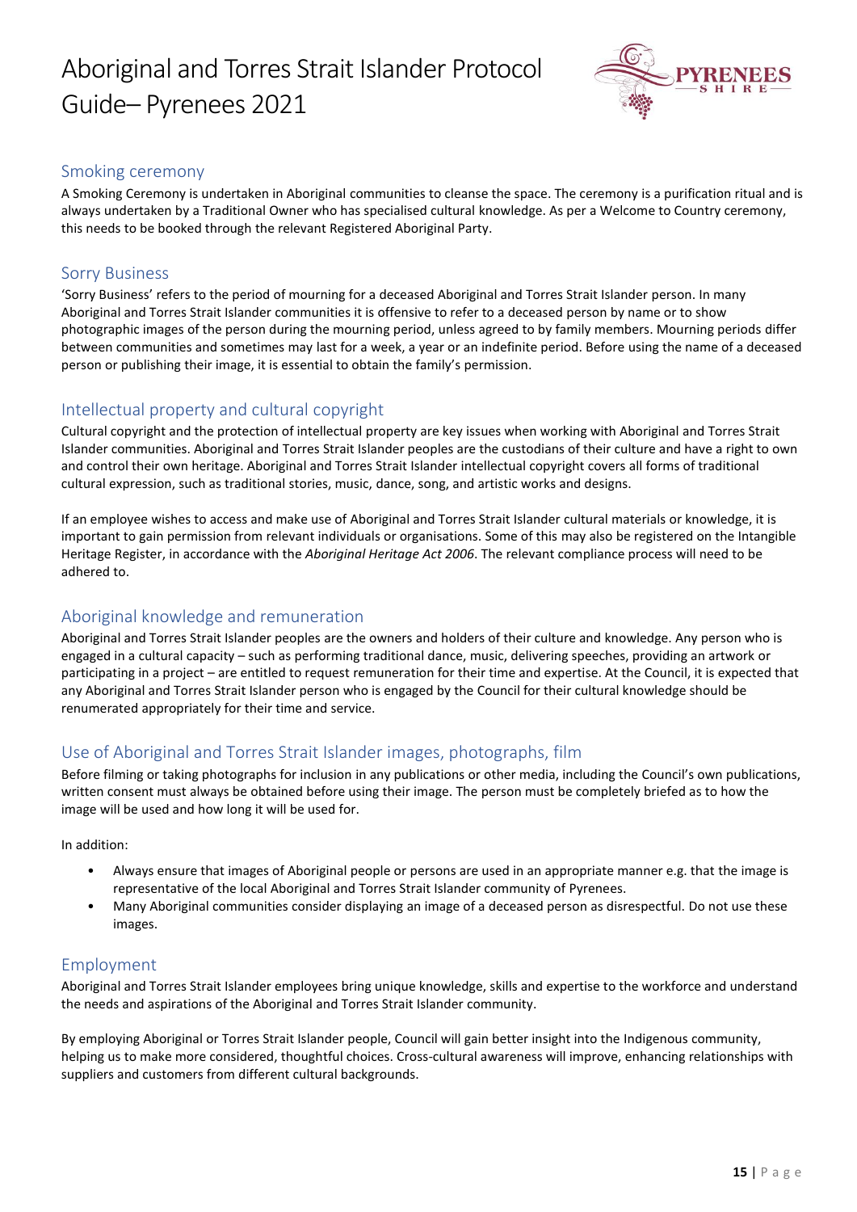## Smoking ceremony

A Smoking Ceremony is undertaken in Aboriginal communities to cleanse the space. The ceremony is a purification ritual and is always undertaken by a Traditional Owner who has specialised cultural knowledge. As per a Welcome to Country ceremony, this needs to be booked through the relevant Registered Aboriginal Party.

## Sorry Business

'Sorry Business' refers to the period of mourning for a deceased Aboriginal and Torres Strait Islander person. In many Aboriginal and Torres Strait Islander communities it is offensive to refer to a deceased person by name or to show photographic images of the person during the mourning period, unless agreed to by family members. Mourning periods differ between communities and sometimes may last for a week, a year or an indefinite period. Before using the name of a deceased person or publishing their image, it is essential to obtain the family's permission.

## Intellectual property and cultural copyright

Cultural copyright and the protection of intellectual property are key issues when working with Aboriginal and Torres Strait Islander communities. Aboriginal and Torres Strait Islander peoples are the custodians of their culture and have a right to own and control their own heritage. Aboriginal and Torres Strait Islander intellectual copyright covers all forms of traditional cultural expression, such as traditional stories, music, dance, song, and artistic works and designs.

If an employee wishes to access and make use of Aboriginal and Torres Strait Islander cultural materials or knowledge, it is important to gain permission from relevant individuals or organisations. Some of this may also be registered on the Intangible Heritage Register, in accordance with the *Aboriginal Heritage Act 2006*. The relevant compliance process will need to be adhered to.

## Aboriginal knowledge and remuneration

Aboriginal and Torres Strait Islander peoples are the owners and holders of their culture and knowledge. Any person who is engaged in a cultural capacity – such as performing traditional dance, music, delivering speeches, providing an artwork or participating in a project – are entitled to request remuneration for their time and expertise. At the Council, it is expected that any Aboriginal and Torres Strait Islander person who is engaged by the Council for their cultural knowledge should be renumerated appropriately for their time and service.

## Use of Aboriginal and Torres Strait Islander images, photographs, film

Before filming or taking photographs for inclusion in any publications or other media, including the Council's own publications, written consent must always be obtained before using their image. The person must be completely briefed as to how the image will be used and how long it will be used for.

In addition:

- Always ensure that images of Aboriginal people or persons are used in an appropriate manner e.g. that the image is representative of the local Aboriginal and Torres Strait Islander community of Pyrenees.
- Many Aboriginal communities consider displaying an image of a deceased person as disrespectful. Do not use these images.

## Employment

Aboriginal and Torres Strait Islander employees bring unique knowledge, skills and expertise to the workforce and understand the needs and aspirations of the Aboriginal and Torres Strait Islander community.

By employing Aboriginal or Torres Strait Islander people, Council will gain better insight into the Indigenous community, helping us to make more considered, thoughtful choices. Cross-cultural awareness will improve, enhancing relationships with suppliers and customers from different cultural backgrounds.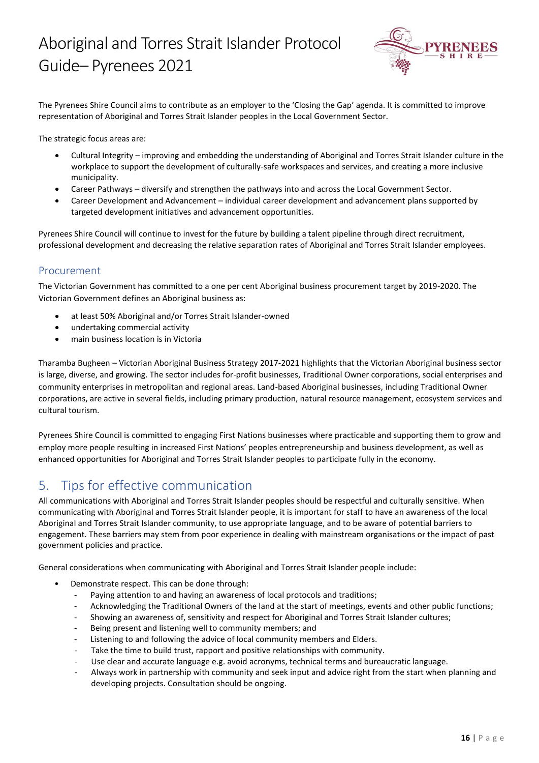The Pyrenees Shire Council aims to contribute as an employer to the 'Closing the Gap' agenda. It is committed to improve representation of Aboriginal and Torres Strait Islander peoples in the Local Government Sector.

The strategic focus areas are:

- Cultural Integrity – improving and embedding the understanding of Aboriginal and Torres Strait Islander culture in the workplace to support the development of culturally-safe workspaces and services, and creating a more inclusive municipality.
- Career Pathways – diversify and strengthen the pathways into and across the Local Government Sector.
- Career Development and Advancement – individual career development and advancement plans supported by targeted development initiatives and advancement opportunities.

Pyrenees Shire Council will continue to invest for the future by building a talent pipeline through direct recruitment, professional development and decreasing the relative separation rates of Aboriginal and Torres Strait Islander employees.

### Procurement

The Victorian Government has committed to a one per cent Aboriginal business procurement target by 2019-2020. The Victorian Government defines an Aboriginal business as:

- at least 50% Aboriginal and/or Torres Strait Islander-owned
- undertaking commercial activity
- main business location is in Victoria

Tharamba Bugheen – Victorian Aboriginal Business Strategy 2017-2021 highlights that the Victorian Aboriginal business sector is large, diverse, and growing. The sector includes for-profit businesses, Traditional Owner corporations, social enterprises and community enterprises in metropolitan and regional areas. Land-based Aboriginal businesses, including Traditional Owner corporations, are active in several fields, including primary production, natural resource management, ecosystem services and cultural tourism.

Pyrenees Shire Council is committed to engaging First Nations businesses where practicable and supporting them to grow and employ more people resulting in increased First Nations' peoples entrepreneurship and business development, as well as enhanced opportunities for Aboriginal and Torres Strait Islander peoples to participate fully in the economy.

## 5. Tips for effective communication

All communications with Aboriginal and Torres Strait Islander peoples should be respectful and culturally sensitive. When communicating with Aboriginal and Torres Strait Islander people, it is important for staff to have an awareness of the local Aboriginal and Torres Strait Islander community, to use appropriate language, and to be aware of potential barriers to engagement. These barriers may stem from poor experience in dealing with mainstream organisations or the impact of past government policies and practice.

General considerations when communicating with Aboriginal and Torres Strait Islander people include:

- Demonstrate respect. This can be done through:
  - Paying attention to and having an awareness of local protocols and traditions;
  - Acknowledging the Traditional Owners of the land at the start of meetings, events and other public functions;
  - Showing an awareness of, sensitivity and respect for Aboriginal and Torres Strait Islander cultures;
  - Being present and listening well to community members; and
  - Listening to and following the advice of local community members and Elders.
  - Take the time to build trust, rapport and positive relationships with community.
  - Use clear and accurate language e.g. avoid acronyms, technical terms and bureaucratic language.
  - Always work in partnership with community and seek input and advice right from the start when planning and developing projects. Consultation should be ongoing.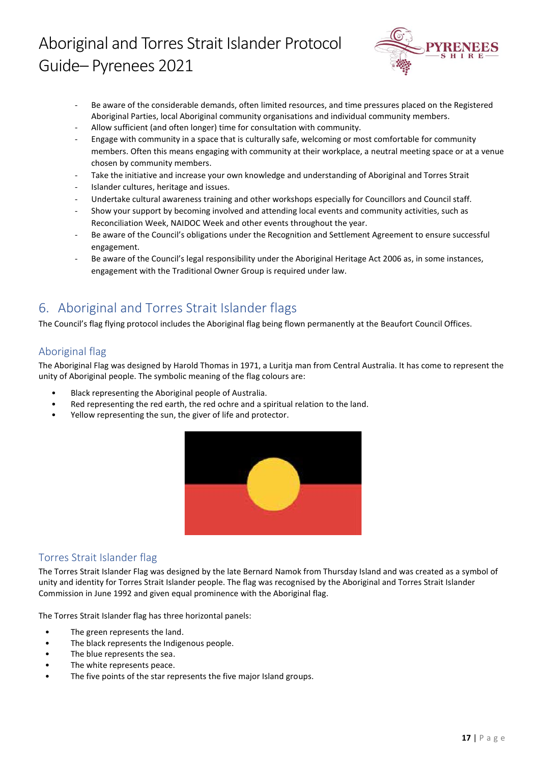- Be aware of the considerable demands, often limited resources, and time pressures placed on the Registered Aboriginal Parties, local Aboriginal community organisations and individual community members.
- Allow sufficient (and often longer) time for consultation with community.
- Engage with community in a space that is culturally safe, welcoming or most comfortable for community members. Often this means engaging with community at their workplace, a neutral meeting space or at a venue chosen by community members.
- Take the initiative and increase your own knowledge and understanding of Aboriginal and Torres Strait
- Islander cultures, heritage and issues.
- Undertake cultural awareness training and other workshops especially for Councillors and Council staff.
- Show your support by becoming involved and attending local events and community activities, such as Reconciliation Week, NAIDOC Week and other events throughout the year.
- Be aware of the Council's obligations under the Recognition and Settlement Agreement to ensure successful engagement.
- Be aware of the Council's legal responsibility under the Aboriginal Heritage Act 2006 as, in some instances, engagement with the Traditional Owner Group is required under law.

## 6. Aboriginal and Torres Strait Islander flags

The Council's flag flying protocol includes the Aboriginal flag being flown permanently at the Beaufort Council Offices.

### Aboriginal flag

The Aboriginal Flag was designed by Harold Thomas in 1971, a Luritja man from Central Australia. It has come to represent the unity of Aboriginal people. The symbolic meaning of the flag colours are:

- Black representing the Aboriginal people of Australia.
- Red representing the red earth, the red ochre and a spiritual relation to the land.
- Yellow representing the sun, the giver of life and protector.

### Torres Strait Islander flag

The Torres Strait Islander Flag was designed by the late Bernard Namok from Thursday Island and was created as a symbol of unity and identity for Torres Strait Islander people. The flag was recognised by the Aboriginal and Torres Strait Islander Commission in June 1992 and given equal prominence with the Aboriginal flag.

The Torres Strait Islander flag has three horizontal panels:

- The green represents the land.
- The black represents the Indigenous people.
- The blue represents the sea.
- The white represents peace.
- The five points of the star represents the five major Island groups.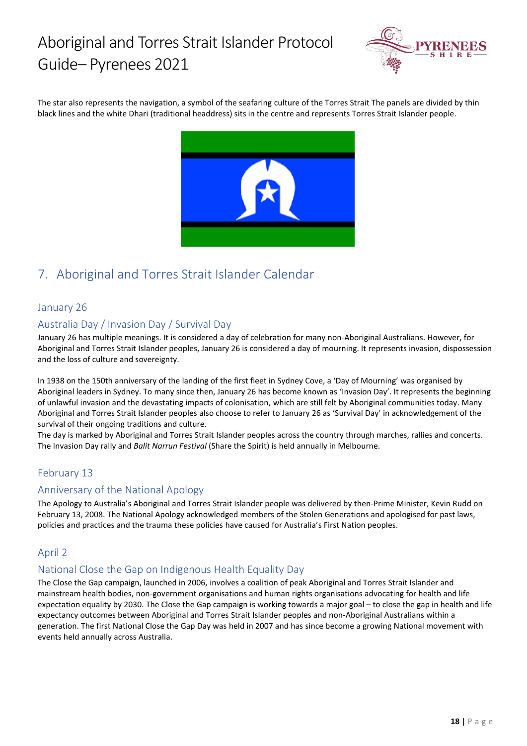The star also represents the navigation, a symbol of the seafaring culture of the Torres Strait The panels are divided by thin black lines and the white Dhari (traditional headdress) sits in the centre and represents Torres Strait Islander people.

## 7. Aboriginal and Torres Strait Islander Calendar

### January 26

### Australia Day / Invasion Day / Survival Day

January 26 has multiple meanings. It is considered a day of celebration for many non-Aboriginal Australians. However, for Aboriginal and Torres Strait Islander peoples, January 26 is considered a day of mourning. It represents invasion, dispossession and the loss of culture and sovereignty.

In 1938 on the 150th anniversary of the landing of the first fleet in Sydney Cove, a 'Day of Mourning' was organised by Aboriginal leaders in Sydney. To many since then, January 26 has become known as 'Invasion Day'. It represents the beginning of unlawful invasion and the devastating impacts of colonisation, which are still felt by Aboriginal communities today. Many Aboriginal and Torres Strait Islander peoples also choose to refer to January 26 as 'Survival Day' in acknowledgement of the survival of their ongoing traditions and culture.
The day is marked by Aboriginal and Torres Strait Islander peoples across the country through marches, rallies and concerts. The Invasion Day rally and *Balit Narrun Festival* (Share the Spirit) is held annually in Melbourne.

### February 13

### Anniversary of the National Apology

The Apology to Australia's Aboriginal and Torres Strait Islander people was delivered by then-Prime Minister, Kevin Rudd on February 13, 2008. The National Apology acknowledged members of the Stolen Generations and apologised for past laws, policies and practices and the trauma these policies have caused for Australia's First Nation peoples.

### April 2

### National Close the Gap on Indigenous Health Equality Day

The Close the Gap campaign, launched in 2006, involves a coalition of peak Aboriginal and Torres Strait Islander and mainstream health bodies, non-government organisations and human rights organisations advocating for health and life expectation equality by 2030. The Close the Gap campaign is working towards a major goal – to close the gap in health and life expectancy outcomes between Aboriginal and Torres Strait Islander peoples and non-Aboriginal Australians within a generation. The first National Close the Gap Day was held in 2007 and has since become a growing National movement with events held annually across Australia.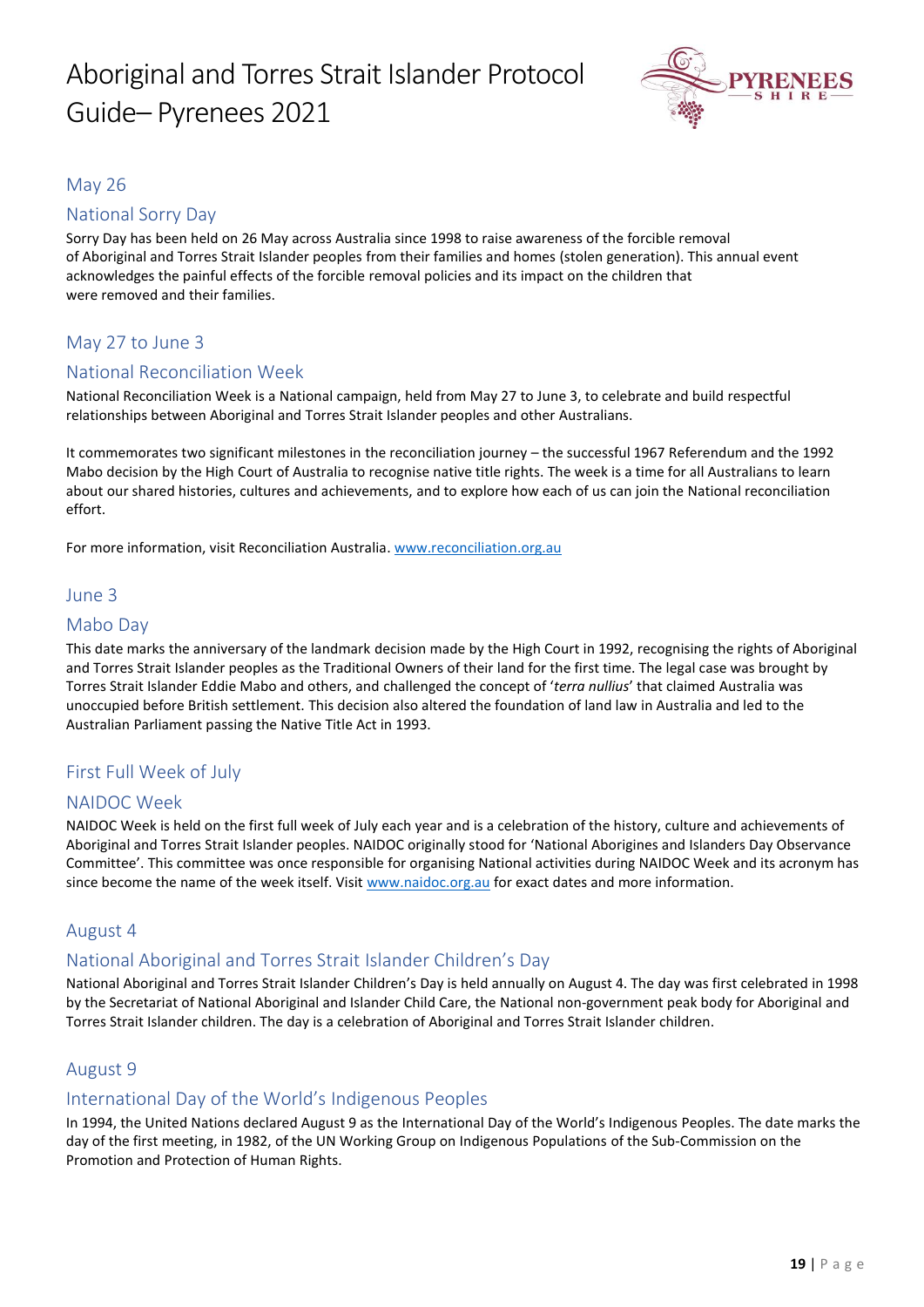## May 26

## National Sorry Day

Sorry Day has been held on 26 May across Australia since 1998 to raise awareness of the forcible removal of Aboriginal and Torres Strait Islander peoples from their families and homes (stolen generation). This annual event acknowledges the painful effects of the forcible removal policies and its impact on the children that were removed and their families.

## May 27 to June 3

## National Reconciliation Week

National Reconciliation Week is a National campaign, held from May 27 to June 3, to celebrate and build respectful relationships between Aboriginal and Torres Strait Islander peoples and other Australians.

It commemorates two significant milestones in the reconciliation journey – the successful 1967 Referendum and the 1992 Mabo decision by the High Court of Australia to recognise native title rights. The week is a time for all Australians to learn about our shared histories, cultures and achievements, and to explore how each of us can join the National reconciliation effort.

For more information, visit Reconciliation Australia. www.reconciliation.org.au

## June 3

## Mabo Day

This date marks the anniversary of the landmark decision made by the High Court in 1992, recognising the rights of Aboriginal and Torres Strait Islander peoples as the Traditional Owners of their land for the first time. The legal case was brought by Torres Strait Islander Eddie Mabo and others, and challenged the concept of '*terra nullius*' that claimed Australia was unoccupied before British settlement. This decision also altered the foundation of land law in Australia and led to the Australian Parliament passing the Native Title Act in 1993.

## First Full Week of July

## NAIDOC Week

NAIDOC Week is held on the first full week of July each year and is a celebration of the history, culture and achievements of Aboriginal and Torres Strait Islander peoples. NAIDOC originally stood for 'National Aborigines and Islanders Day Observance Committee'. This committee was once responsible for organising National activities during NAIDOC Week and its acronym has since become the name of the week itself. Visit www.naidoc.org.au for exact dates and more information.

## August 4

## National Aboriginal and Torres Strait Islander Children's Day

National Aboriginal and Torres Strait Islander Children's Day is held annually on August 4. The day was first celebrated in 1998 by the Secretariat of National Aboriginal and Islander Child Care, the National non-government peak body for Aboriginal and Torres Strait Islander children. The day is a celebration of Aboriginal and Torres Strait Islander children.

## August 9

## International Day of the World's Indigenous Peoples

In 1994, the United Nations declared August 9 as the International Day of the World's Indigenous Peoples. The date marks the day of the first meeting, in 1982, of the UN Working Group on Indigenous Populations of the Sub-Commission on the Promotion and Protection of Human Rights.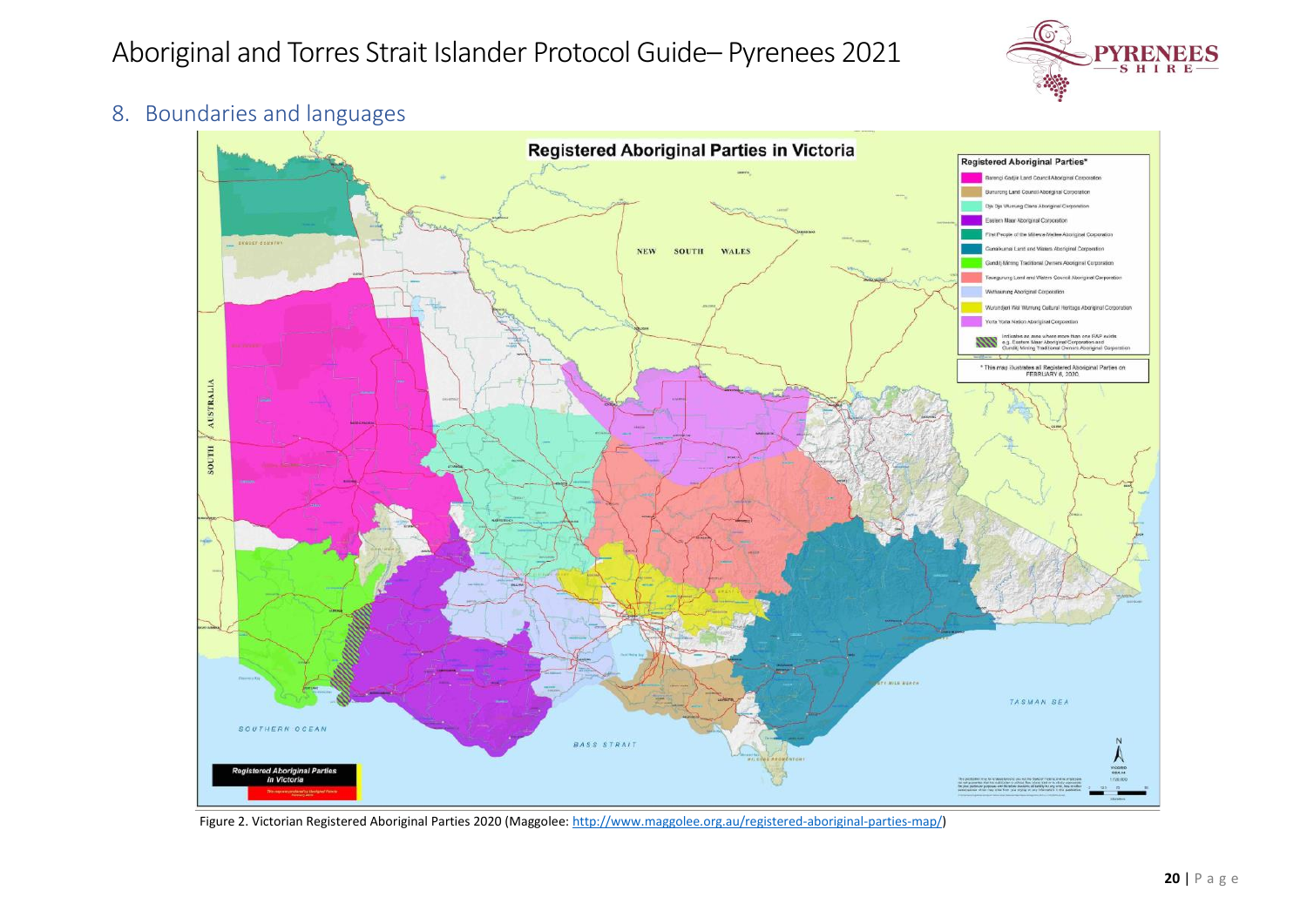## 8. Boundaries and languages

Figure 2. Victorian Registered Aboriginal Parties 2020 (Maggolee: http://www.maggolee.org.au/registered-aboriginal-parties-map/)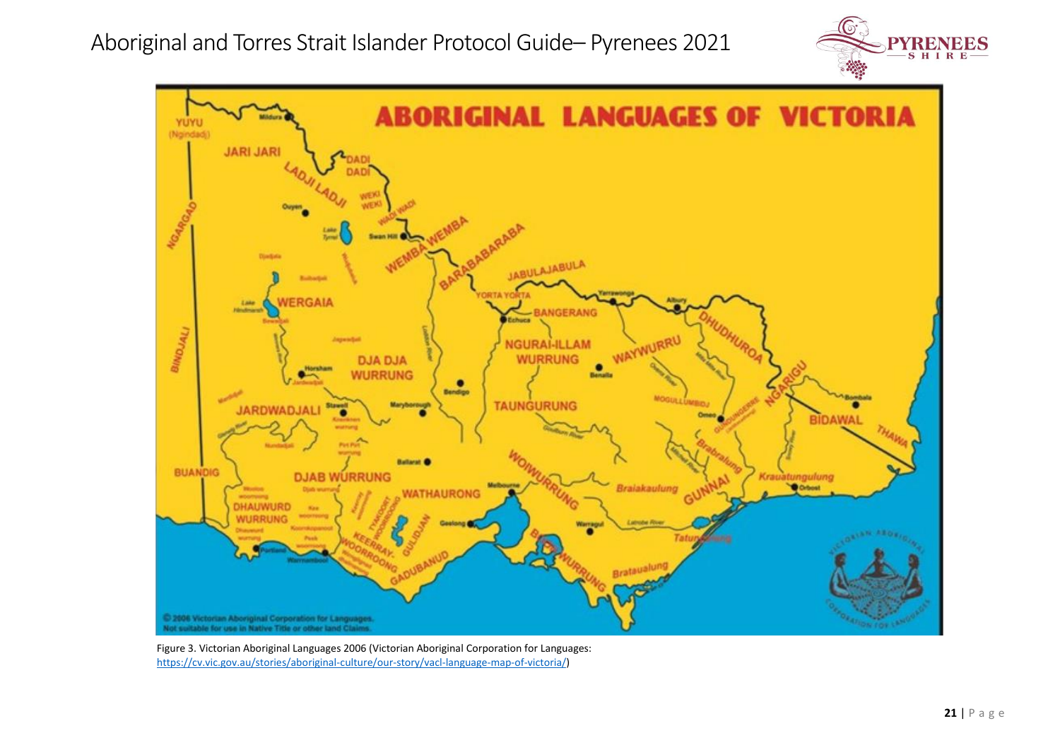Figure 3. Victorian Aboriginal Languages 2006 (Victorian Aboriginal Corporation for Languages: https://cv.vic.gov.au/stories/aboriginal-culture/our-story/vacl-language-map-of-victoria/)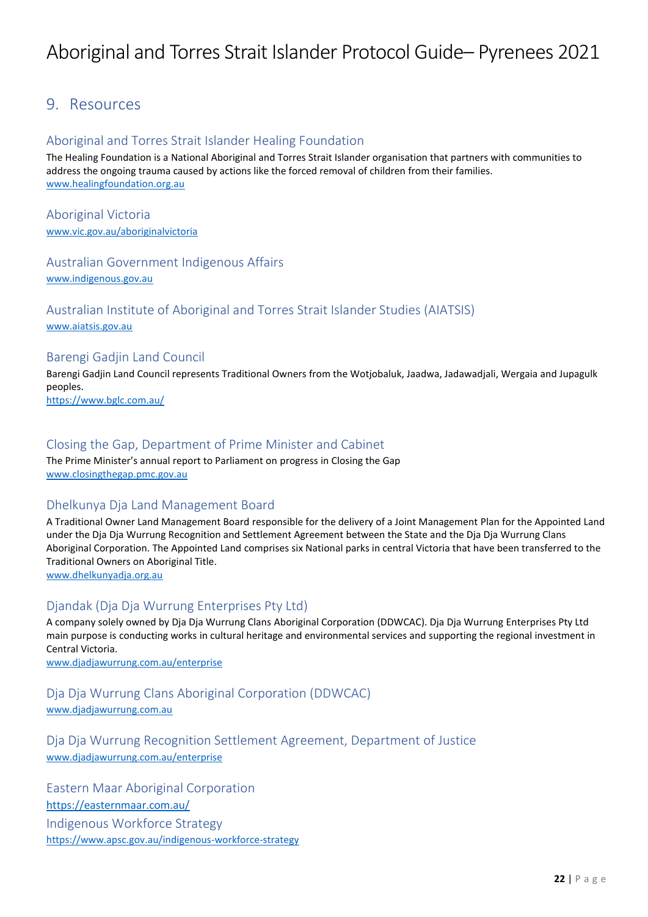## 9. Resources

### Aboriginal and Torres Strait Islander Healing Foundation

The Healing Foundation is a National Aboriginal and Torres Strait Islander organisation that partners with communities to address the ongoing trauma caused by actions like the forced removal of children from their families.
www.healingfoundation.org.au

### Aboriginal Victoria

www.vic.gov.au/aboriginalvictoria

### Australian Government Indigenous Affairs

www.indigenous.gov.au

### Australian Institute of Aboriginal and Torres Strait Islander Studies (AIATSIS)

www.aiatsis.gov.au

### Barengi Gadjin Land Council

Barengi Gadjin Land Council represents Traditional Owners from the Wotjobaluk, Jaadwa, Jadawadjali, Wergaia and Jupagulk peoples.
https://www.bglc.com.au/

### Closing the Gap, Department of Prime Minister and Cabinet

The Prime Minister's annual report to Parliament on progress in Closing the Gap
www.closingthegap.pmc.gov.au

### Dhelkunya Dja Land Management Board

A Traditional Owner Land Management Board responsible for the delivery of a Joint Management Plan for the Appointed Land under the Dja Dja Wurrung Recognition and Settlement Agreement between the State and the Dja Dja Wurrung Clans Aboriginal Corporation. The Appointed Land comprises six National parks in central Victoria that have been transferred to the Traditional Owners on Aboriginal Title.
www.dhelkunyadja.org.au

### Djandak (Dja Dja Wurrung Enterprises Pty Ltd)

A company solely owned by Dja Dja Wurrung Clans Aboriginal Corporation (DDWCAC). Dja Dja Wurrung Enterprises Pty Ltd main purpose is conducting works in cultural heritage and environmental services and supporting the regional investment in Central Victoria.
www.djadjawurrung.com.au/enterprise

### Dja Dja Wurrung Clans Aboriginal Corporation (DDWCAC)

www.djadjawurrung.com.au

### Dja Dja Wurrung Recognition Settlement Agreement, Department of Justice

www.djadjawurrung.com.au/enterprise

### Eastern Maar Aboriginal Corporation

https://easternmaar.com.au/

### Indigenous Workforce Strategy

https://www.apsc.gov.au/indigenous-workforce-strategy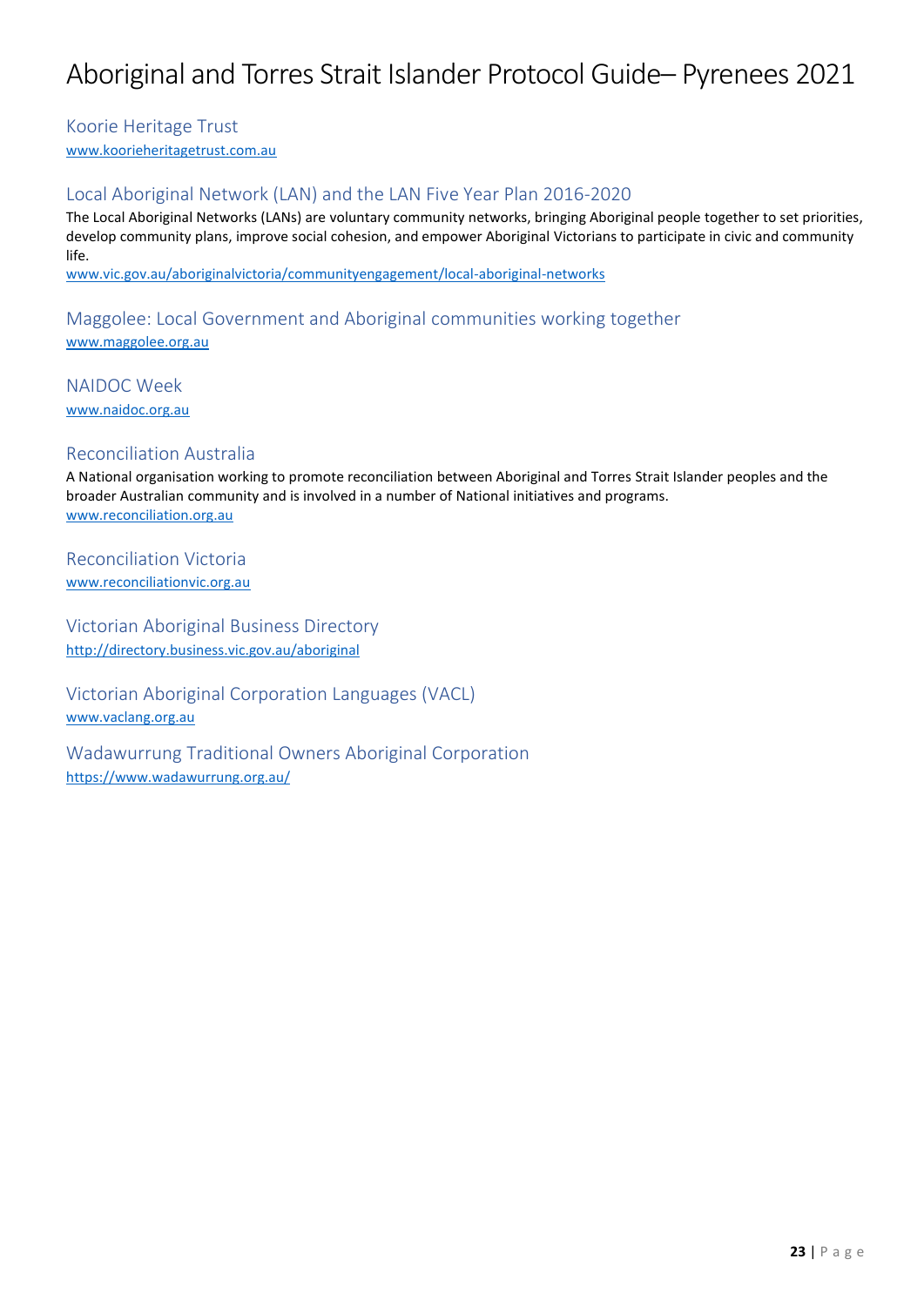### Koorie Heritage Trust

www.kooriheritagetrust.com.au

### Local Aboriginal Network (LAN) and the LAN Five Year Plan 2016-2020

The Local Aboriginal Networks (LANs) are voluntary community networks, bringing Aboriginal people together to set priorities, develop community plans, improve social cohesion, and empower Aboriginal Victorians to participate in civic and community life.

www.vic.gov.au/aboriginalvictoria/communityengagement/local-aboriginal-networks

### Maggolee: Local Government and Aboriginal communities working together

www.maggolee.org.au

### NAIDOC Week

www.naidoc.org.au

### Reconciliation Australia

A National organisation working to promote reconciliation between Aboriginal and Torres Strait Islander peoples and the broader Australian community and is involved in a number of National initiatives and programs.

www.reconciliation.org.au

### Reconciliation Victoria

www.reconciliationvic.org.au

### Victorian Aboriginal Business Directory

http://directory.business.vic.gov.au/aboriginal

### Victorian Aboriginal Corporation Languages (VACL)

www.vaclang.org.au

### Wadawurrung Traditional Owners Aboriginal Corporation

https://www.wadawurrung.org.au/